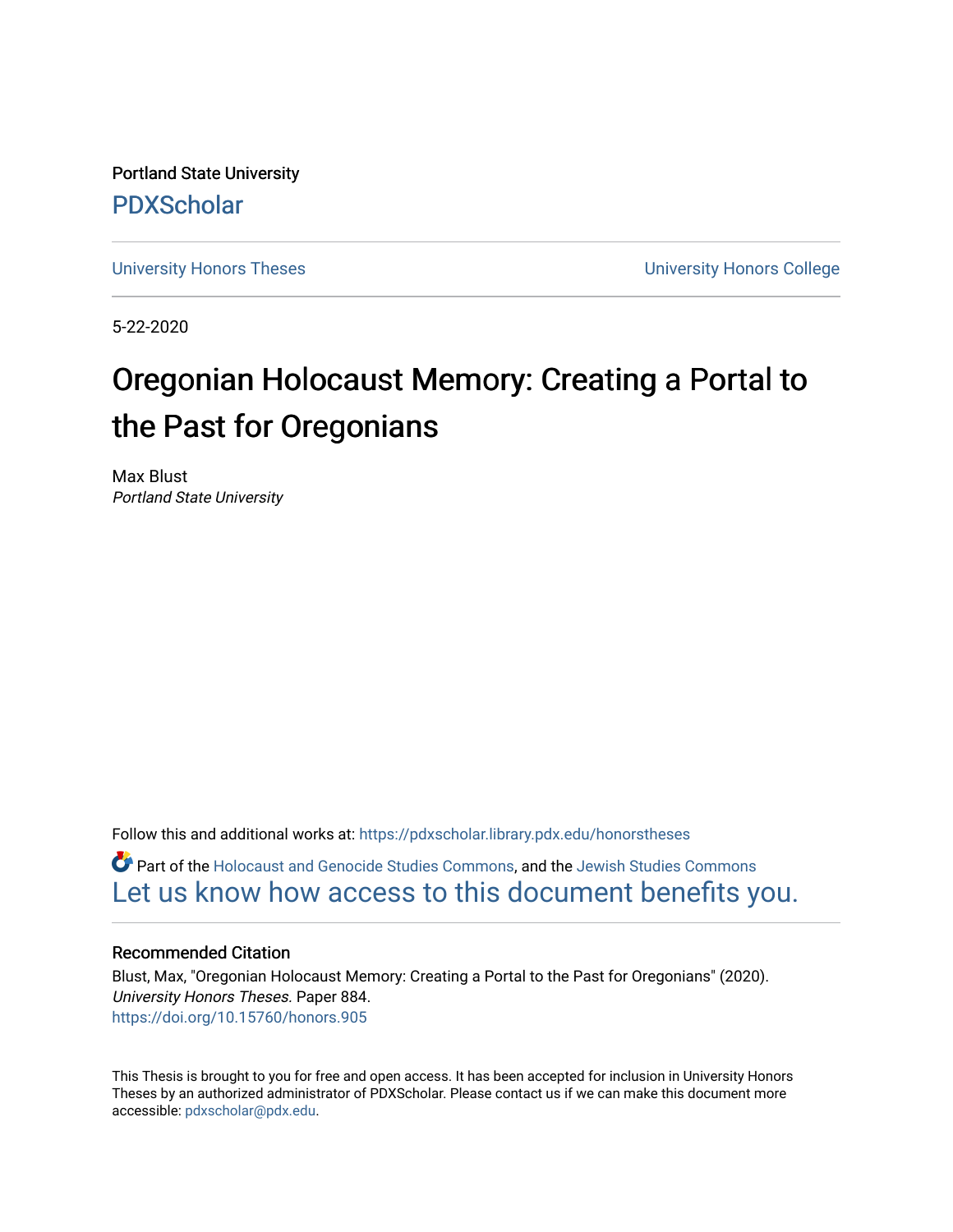Portland State University

PDXScholar

University Honors Theses | University Honors College

5-22-2020

# Oregonian Holocaust Memory: Creating a Portal to the Past for Oregonians

Max Blust
*Portland State University*

Follow this and additional works at: https://pdxscholar.library.pdx.edu/honorstheses

Part of the Holocaust and Genocide Studies Commons, and the Jewish Studies Commons

Let us know how access to this document benefits you.

### Recommended Citation

Blust, Max, "Oregonian Holocaust Memory: Creating a Portal to the Past for Oregonians" (2020). *University Honors Theses.* Paper 884.
https://doi.org/10.15760/honors.905

This Thesis is brought to you for free and open access. It has been accepted for inclusion in University Honors Theses by an authorized administrator of PDXScholar. Please contact us if we can make this document more accessible: pdxscholar@pdx.edu.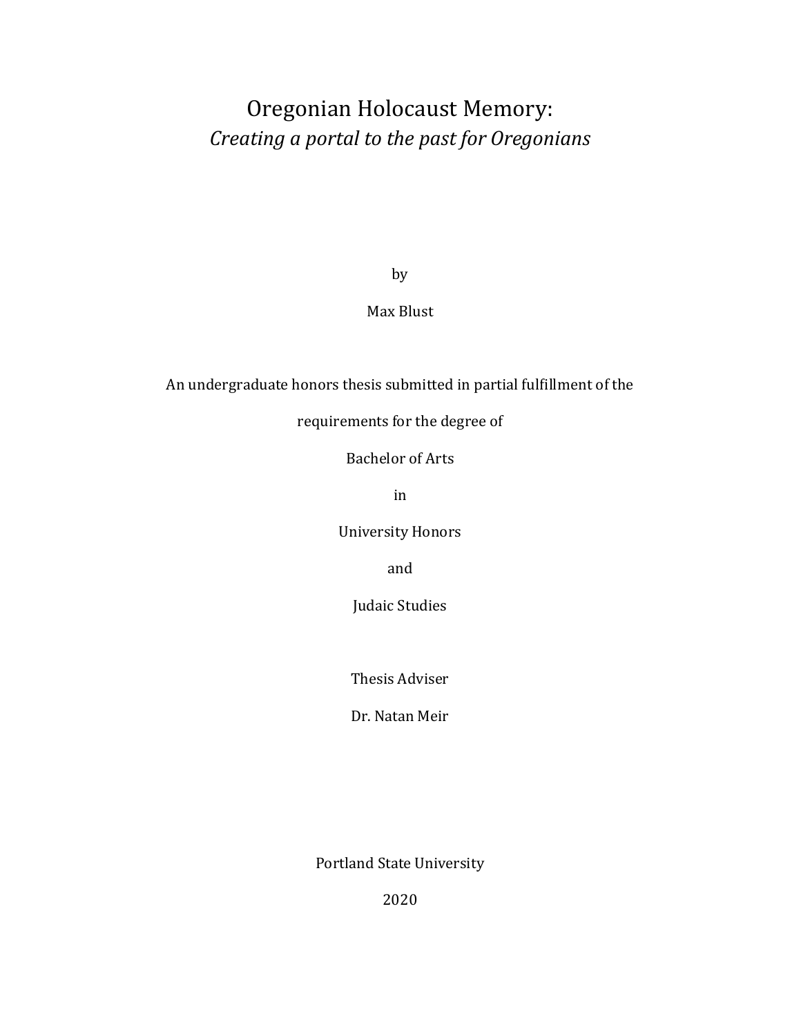# Oregonian Holocaust Memory:

*Creating a portal to the past for Oregonians*

by

Max Blust

An undergraduate honors thesis submitted in partial fulfillment of the

requirements for the degree of

Bachelor of Arts

in

University Honors

and

Judaic Studies

Thesis Adviser

Dr. Natan Meir

Portland State University

2020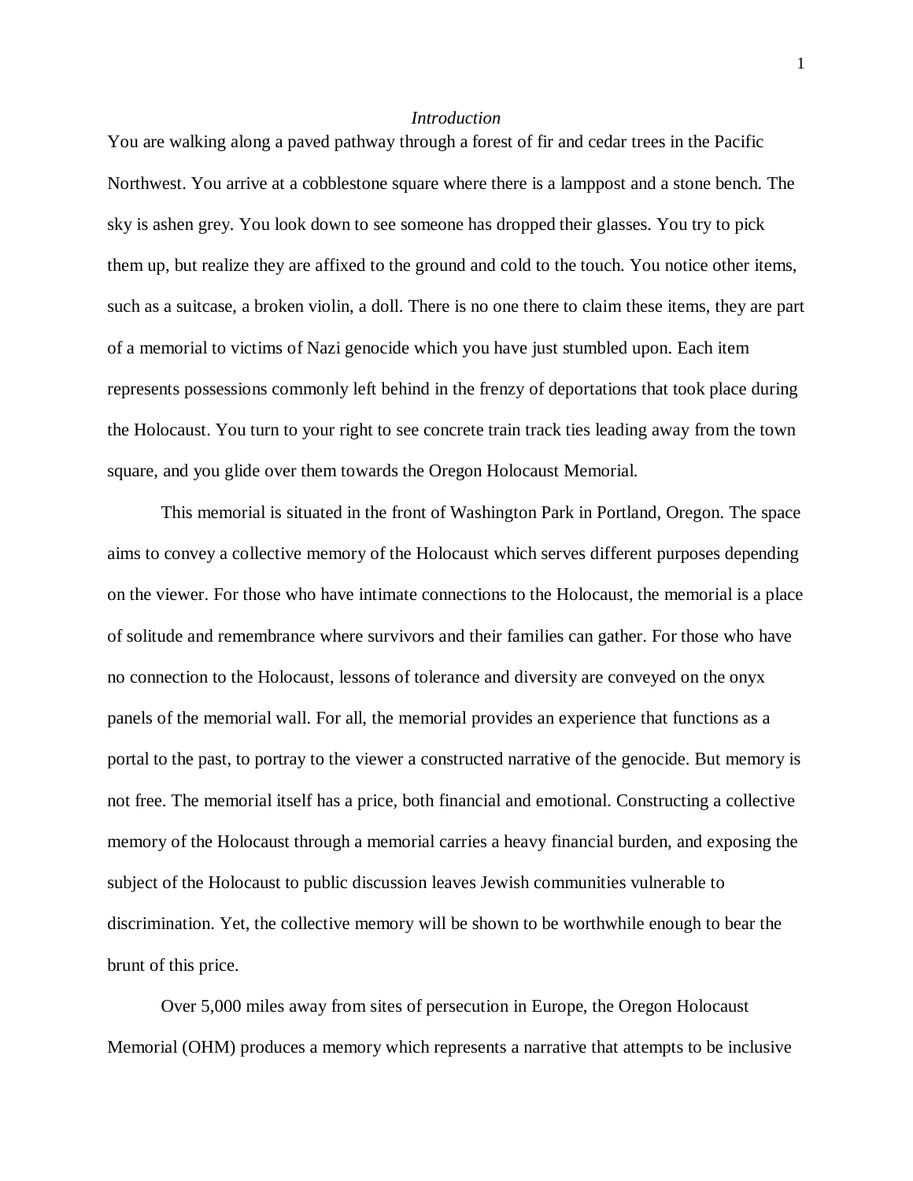*Introduction*

You are walking along a paved pathway through a forest of fir and cedar trees in the Pacific Northwest. You arrive at a cobblestone square where there is a lamppost and a stone bench. The sky is ashen grey. You look down to see someone has dropped their glasses. You try to pick them up, but realize they are affixed to the ground and cold to the touch. You notice other items, such as a suitcase, a broken violin, a doll. There is no one there to claim these items, they are part of a memorial to victims of Nazi genocide which you have just stumbled upon. Each item represents possessions commonly left behind in the frenzy of deportations that took place during the Holocaust. You turn to your right to see concrete train track ties leading away from the town square, and you glide over them towards the Oregon Holocaust Memorial.

This memorial is situated in the front of Washington Park in Portland, Oregon. The space aims to convey a collective memory of the Holocaust which serves different purposes depending on the viewer. For those who have intimate connections to the Holocaust, the memorial is a place of solitude and remembrance where survivors and their families can gather. For those who have no connection to the Holocaust, lessons of tolerance and diversity are conveyed on the onyx panels of the memorial wall. For all, the memorial provides an experience that functions as a portal to the past, to portray to the viewer a constructed narrative of the genocide. But memory is not free. The memorial itself has a price, both financial and emotional. Constructing a collective memory of the Holocaust through a memorial carries a heavy financial burden, and exposing the subject of the Holocaust to public discussion leaves Jewish communities vulnerable to discrimination. Yet, the collective memory will be shown to be worthwhile enough to bear the brunt of this price.

Over 5,000 miles away from sites of persecution in Europe, the Oregon Holocaust Memorial (OHM) produces a memory which represents a narrative that attempts to be inclusive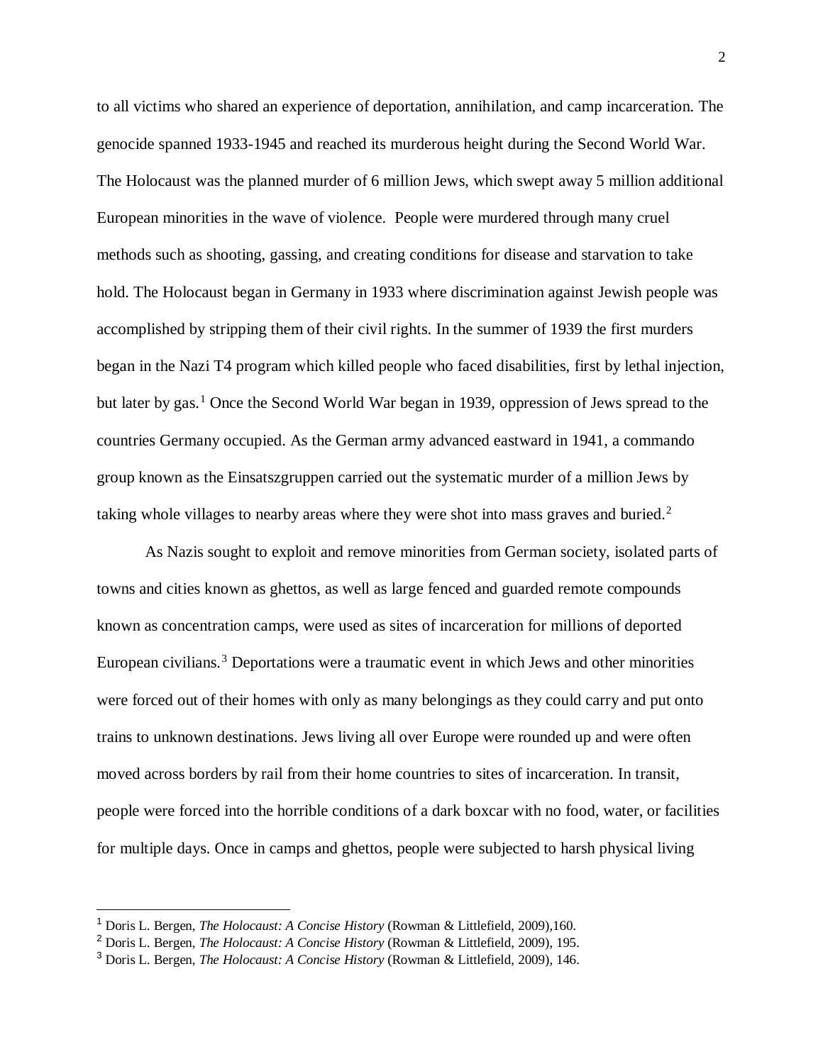to all victims who shared an experience of deportation, annihilation, and camp incarceration. The genocide spanned 1933-1945 and reached its murderous height during the Second World War. The Holocaust was the planned murder of 6 million Jews, which swept away 5 million additional European minorities in the wave of violence. People were murdered through many cruel methods such as shooting, gassing, and creating conditions for disease and starvation to take hold. The Holocaust began in Germany in 1933 where discrimination against Jewish people was accomplished by stripping them of their civil rights. In the summer of 1939 the first murders began in the Nazi T4 program which killed people who faced disabilities, first by lethal injection, but later by gas.[1] Once the Second World War began in 1939, oppression of Jews spread to the countries Germany occupied. As the German army advanced eastward in 1941, a commando group known as the Einsatszgruppen carried out the systematic murder of a million Jews by taking whole villages to nearby areas where they were shot into mass graves and buried.[2]

As Nazis sought to exploit and remove minorities from German society, isolated parts of towns and cities known as ghettos, as well as large fenced and guarded remote compounds known as concentration camps, were used as sites of incarceration for millions of deported European civilians.[3] Deportations were a traumatic event in which Jews and other minorities were forced out of their homes with only as many belongings as they could carry and put onto trains to unknown destinations. Jews living all over Europe were rounded up and were often moved across borders by rail from their home countries to sites of incarceration. In transit, people were forced into the horrible conditions of a dark boxcar with no food, water, or facilities for multiple days. Once in camps and ghettos, people were subjected to harsh physical living

---

[1] Doris L. Bergen, *The Holocaust: A Concise History* (Rowman & Littlefield, 2009),160.

[2] Doris L. Bergen, *The Holocaust: A Concise History* (Rowman & Littlefield, 2009), 195.

[3] Doris L. Bergen, *The Holocaust: A Concise History* (Rowman & Littlefield, 2009), 146.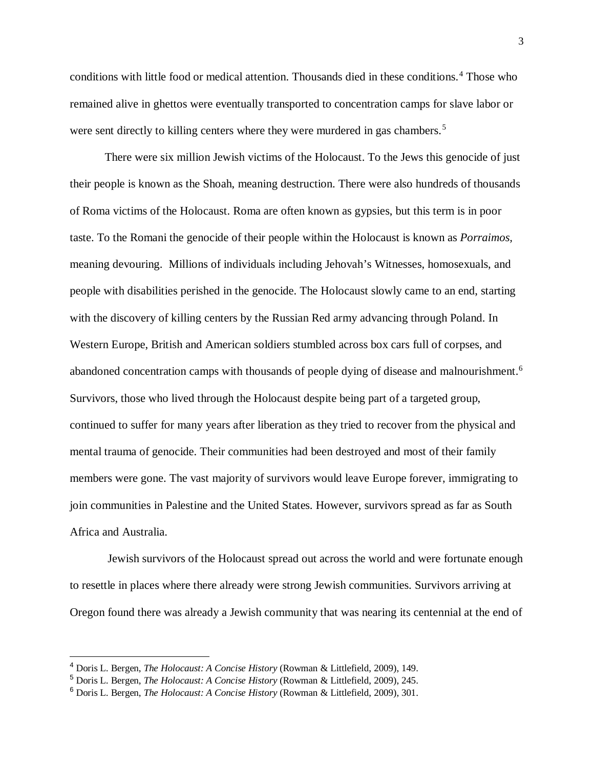conditions with little food or medical attention. Thousands died in these conditions.[4] Those who remained alive in ghettos were eventually transported to concentration camps for slave labor or were sent directly to killing centers where they were murdered in gas chambers.[5]

There were six million Jewish victims of the Holocaust. To the Jews this genocide of just their people is known as the Shoah, meaning destruction. There were also hundreds of thousands of Roma victims of the Holocaust. Roma are often known as gypsies, but this term is in poor taste. To the Romani the genocide of their people within the Holocaust is known as *Porraimos,* meaning devouring. Millions of individuals including Jehovah's Witnesses, homosexuals, and people with disabilities perished in the genocide. The Holocaust slowly came to an end, starting with the discovery of killing centers by the Russian Red army advancing through Poland. In Western Europe, British and American soldiers stumbled across box cars full of corpses, and abandoned concentration camps with thousands of people dying of disease and malnourishment.[6] Survivors, those who lived through the Holocaust despite being part of a targeted group, continued to suffer for many years after liberation as they tried to recover from the physical and mental trauma of genocide. Their communities had been destroyed and most of their family members were gone. The vast majority of survivors would leave Europe forever, immigrating to join communities in Palestine and the United States. However, survivors spread as far as South Africa and Australia.

Jewish survivors of the Holocaust spread out across the world and were fortunate enough to resettle in places where there already were strong Jewish communities. Survivors arriving at Oregon found there was already a Jewish community that was nearing its centennial at the end of

---

[4] Doris L. Bergen, *The Holocaust: A Concise History* (Rowman & Littlefield, 2009), 149.

[5] Doris L. Bergen, *The Holocaust: A Concise History* (Rowman & Littlefield, 2009), 245.

[6] Doris L. Bergen, *The Holocaust: A Concise History* (Rowman & Littlefield, 2009), 301.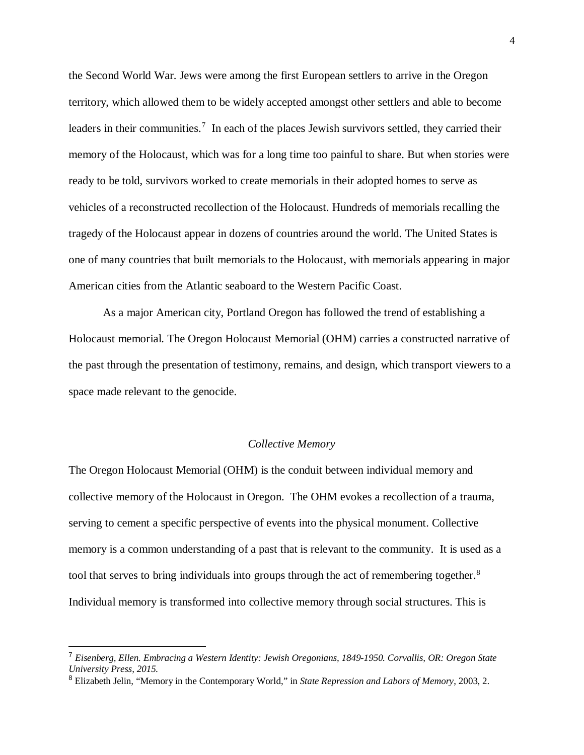the Second World War. Jews were among the first European settlers to arrive in the Oregon territory, which allowed them to be widely accepted amongst other settlers and able to become leaders in their communities.[7] In each of the places Jewish survivors settled, they carried their memory of the Holocaust, which was for a long time too painful to share. But when stories were ready to be told, survivors worked to create memorials in their adopted homes to serve as vehicles of a reconstructed recollection of the Holocaust. Hundreds of memorials recalling the tragedy of the Holocaust appear in dozens of countries around the world. The United States is one of many countries that built memorials to the Holocaust, with memorials appearing in major American cities from the Atlantic seaboard to the Western Pacific Coast.

As a major American city, Portland Oregon has followed the trend of establishing a Holocaust memorial. The Oregon Holocaust Memorial (OHM) carries a constructed narrative of the past through the presentation of testimony, remains, and design, which transport viewers to a space made relevant to the genocide.

## *Collective Memory*

The Oregon Holocaust Memorial (OHM) is the conduit between individual memory and collective memory of the Holocaust in Oregon. The OHM evokes a recollection of a trauma, serving to cement a specific perspective of events into the physical monument. Collective memory is a common understanding of a past that is relevant to the community. It is used as a tool that serves to bring individuals into groups through the act of remembering together.[8] Individual memory is transformed into collective memory through social structures. This is

---

[7] *Eisenberg, Ellen. Embracing a Western Identity: Jewish Oregonians, 1849-1950. Corvallis, OR: Oregon State University Press, 2015.*

[8] Elizabeth Jelin, "Memory in the Contemporary World," in *State Repression and Labors of Memory*, 2003, 2.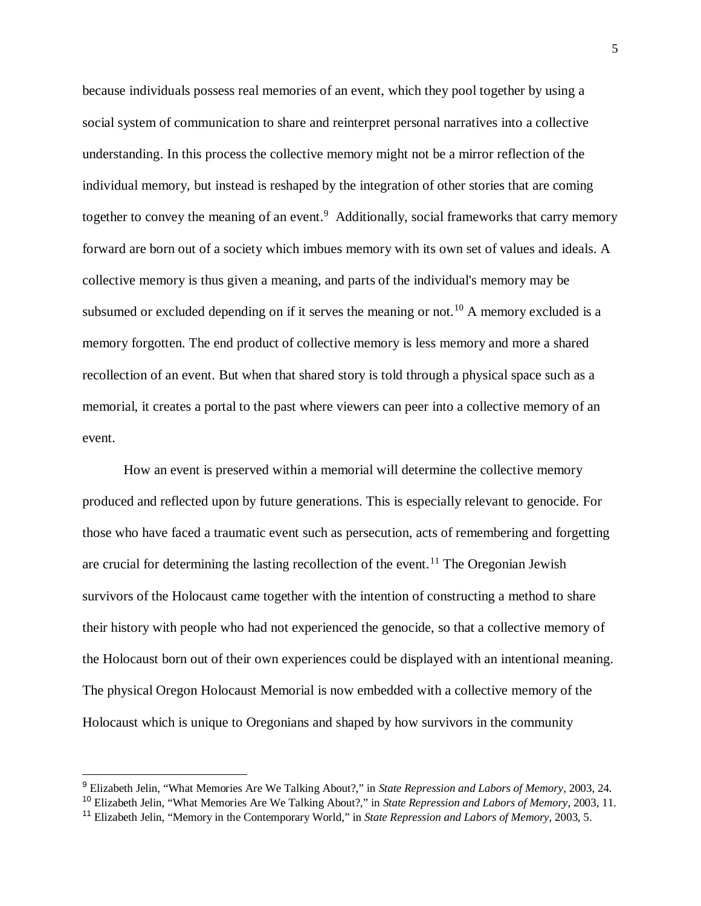because individuals possess real memories of an event, which they pool together by using a social system of communication to share and reinterpret personal narratives into a collective understanding. In this process the collective memory might not be a mirror reflection of the individual memory, but instead is reshaped by the integration of other stories that are coming together to convey the meaning of an event.[9] Additionally, social frameworks that carry memory forward are born out of a society which imbues memory with its own set of values and ideals. A collective memory is thus given a meaning, and parts of the individual's memory may be subsumed or excluded depending on if it serves the meaning or not.[10] A memory excluded is a memory forgotten. The end product of collective memory is less memory and more a shared recollection of an event. But when that shared story is told through a physical space such as a memorial, it creates a portal to the past where viewers can peer into a collective memory of an event.

How an event is preserved within a memorial will determine the collective memory produced and reflected upon by future generations. This is especially relevant to genocide. For those who have faced a traumatic event such as persecution, acts of remembering and forgetting are crucial for determining the lasting recollection of the event.[11] The Oregonian Jewish survivors of the Holocaust came together with the intention of constructing a method to share their history with people who had not experienced the genocide, so that a collective memory of the Holocaust born out of their own experiences could be displayed with an intentional meaning. The physical Oregon Holocaust Memorial is now embedded with a collective memory of the Holocaust which is unique to Oregonians and shaped by how survivors in the community

---

[9] Elizabeth Jelin, "What Memories Are We Talking About?," in *State Repression and Labors of Memory*, 2003, 24.

[10] Elizabeth Jelin, "What Memories Are We Talking About?," in *State Repression and Labors of Memory*, 2003, 11.

[11] Elizabeth Jelin, "Memory in the Contemporary World," in *State Repression and Labors of Memory*, 2003, 5.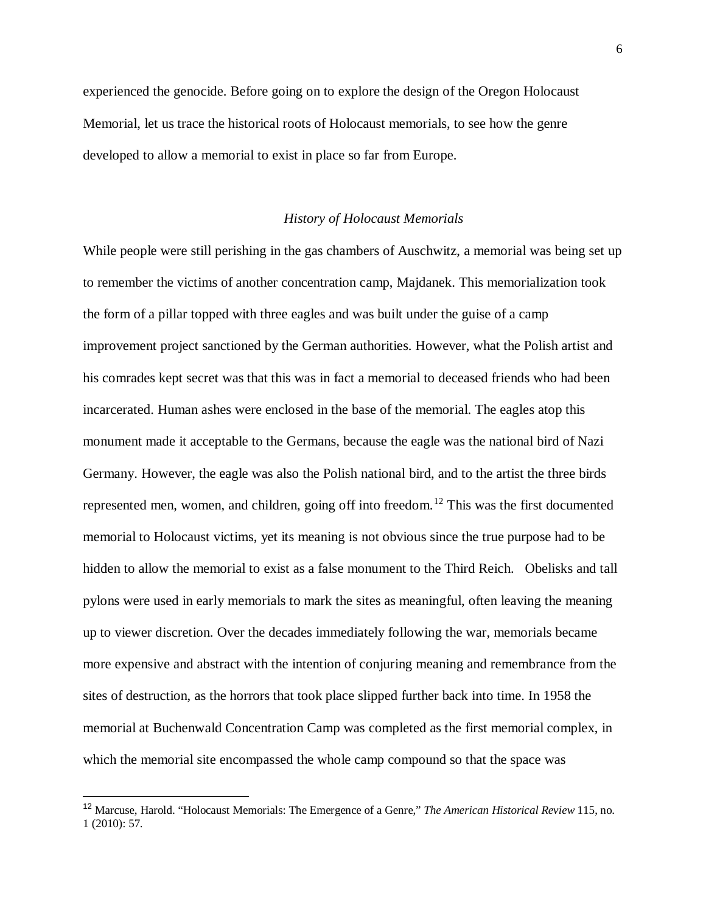experienced the genocide. Before going on to explore the design of the Oregon Holocaust Memorial, let us trace the historical roots of Holocaust memorials, to see how the genre developed to allow a memorial to exist in place so far from Europe.

## *History of Holocaust Memorials*

While people were still perishing in the gas chambers of Auschwitz, a memorial was being set up to remember the victims of another concentration camp, Majdanek. This memorialization took the form of a pillar topped with three eagles and was built under the guise of a camp improvement project sanctioned by the German authorities. However, what the Polish artist and his comrades kept secret was that this was in fact a memorial to deceased friends who had been incarcerated. Human ashes were enclosed in the base of the memorial. The eagles atop this monument made it acceptable to the Germans, because the eagle was the national bird of Nazi Germany. However, the eagle was also the Polish national bird, and to the artist the three birds represented men, women, and children, going off into freedom.[12] This was the first documented memorial to Holocaust victims, yet its meaning is not obvious since the true purpose had to be hidden to allow the memorial to exist as a false monument to the Third Reich. Obelisks and tall pylons were used in early memorials to mark the sites as meaningful, often leaving the meaning up to viewer discretion. Over the decades immediately following the war, memorials became more expensive and abstract with the intention of conjuring meaning and remembrance from the sites of destruction, as the horrors that took place slipped further back into time. In 1958 the memorial at Buchenwald Concentration Camp was completed as the first memorial complex, in which the memorial site encompassed the whole camp compound so that the space was

---

[12] Marcuse, Harold. "Holocaust Memorials: The Emergence of a Genre," *The American Historical Review* 115, no. 1 (2010): 57.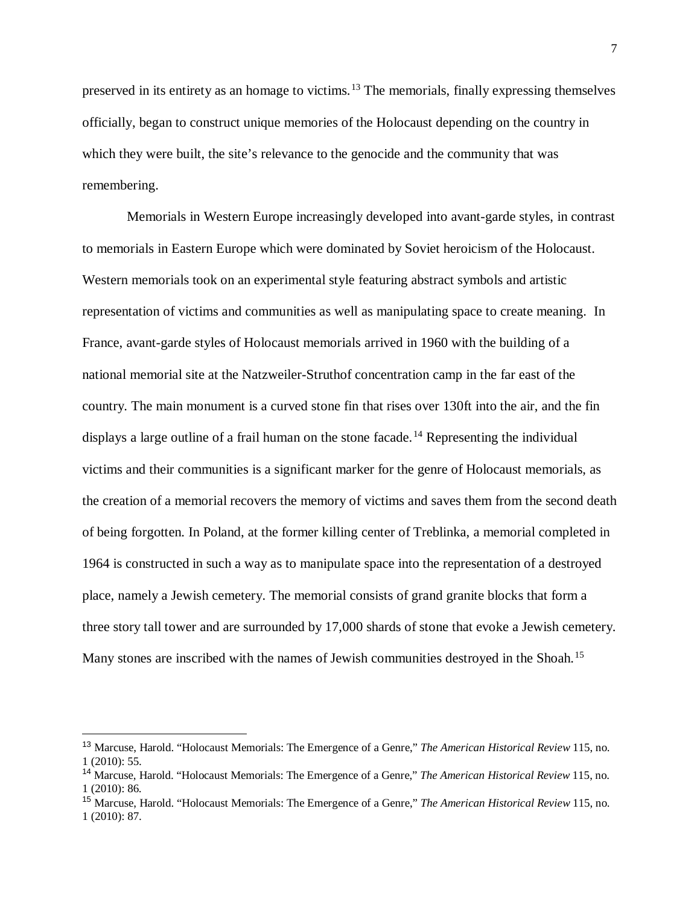preserved in its entirety as an homage to victims.[13] The memorials, finally expressing themselves officially, began to construct unique memories of the Holocaust depending on the country in which they were built, the site's relevance to the genocide and the community that was remembering.

Memorials in Western Europe increasingly developed into avant-garde styles, in contrast to memorials in Eastern Europe which were dominated by Soviet heroicism of the Holocaust. Western memorials took on an experimental style featuring abstract symbols and artistic representation of victims and communities as well as manipulating space to create meaning. In France, avant-garde styles of Holocaust memorials arrived in 1960 with the building of a national memorial site at the Natzweiler-Struthof concentration camp in the far east of the country. The main monument is a curved stone fin that rises over 130ft into the air, and the fin displays a large outline of a frail human on the stone facade.[14] Representing the individual victims and their communities is a significant marker for the genre of Holocaust memorials, as the creation of a memorial recovers the memory of victims and saves them from the second death of being forgotten. In Poland, at the former killing center of Treblinka, a memorial completed in 1964 is constructed in such a way as to manipulate space into the representation of a destroyed place, namely a Jewish cemetery. The memorial consists of grand granite blocks that form a three story tall tower and are surrounded by 17,000 shards of stone that evoke a Jewish cemetery. Many stones are inscribed with the names of Jewish communities destroyed in the Shoah.[15]

---

[13] Marcuse, Harold. "Holocaust Memorials: The Emergence of a Genre," *The American Historical Review* 115, no. 1 (2010): 55.

[14] Marcuse, Harold. "Holocaust Memorials: The Emergence of a Genre," *The American Historical Review* 115, no. 1 (2010): 86.

[15] Marcuse, Harold. "Holocaust Memorials: The Emergence of a Genre," *The American Historical Review* 115, no. 1 (2010): 87.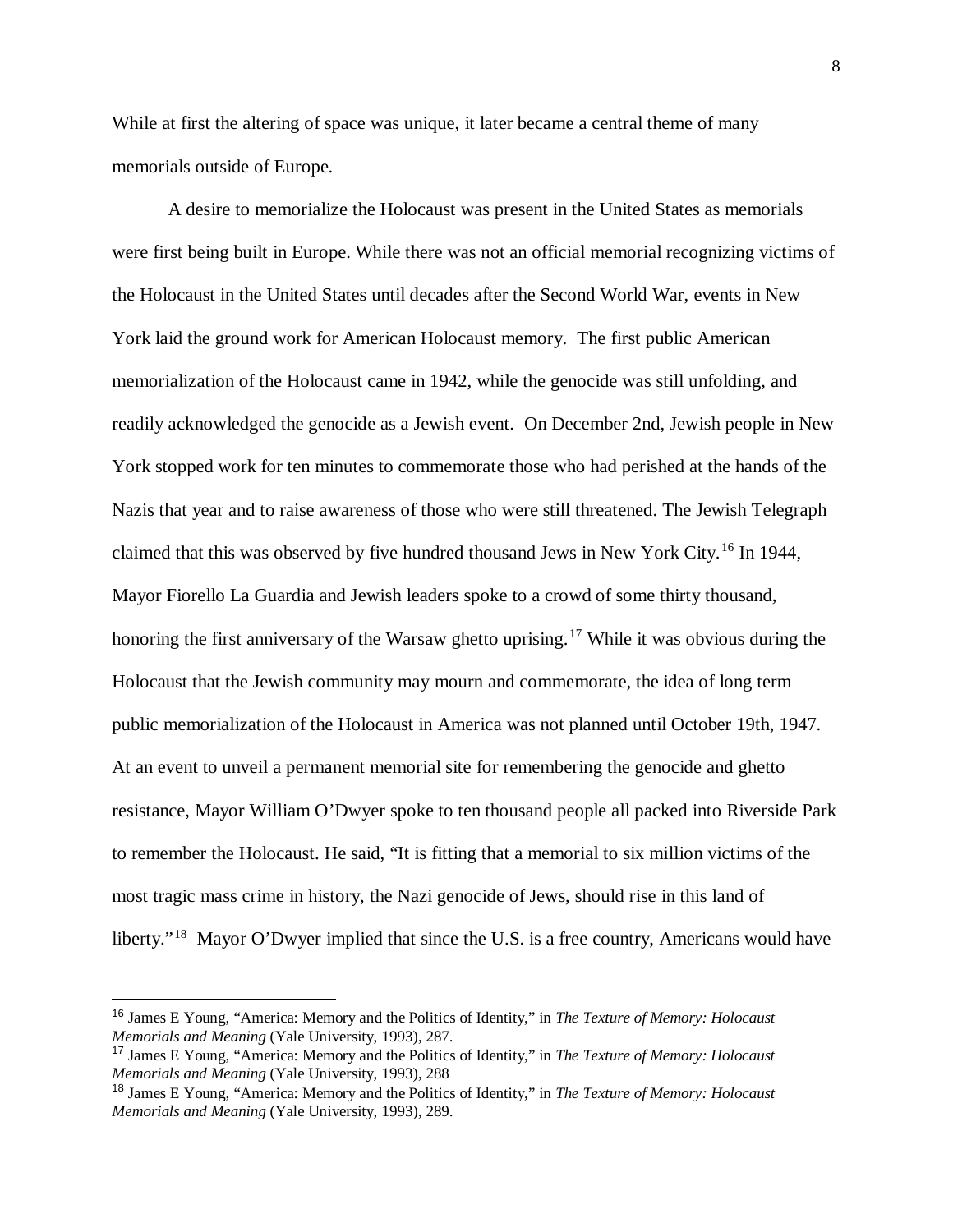While at first the altering of space was unique, it later became a central theme of many memorials outside of Europe.

A desire to memorialize the Holocaust was present in the United States as memorials were first being built in Europe. While there was not an official memorial recognizing victims of the Holocaust in the United States until decades after the Second World War, events in New York laid the ground work for American Holocaust memory. The first public American memorialization of the Holocaust came in 1942, while the genocide was still unfolding, and readily acknowledged the genocide as a Jewish event. On December 2nd, Jewish people in New York stopped work for ten minutes to commemorate those who had perished at the hands of the Nazis that year and to raise awareness of those who were still threatened. The Jewish Telegraph claimed that this was observed by five hundred thousand Jews in New York City.[16] In 1944, Mayor Fiorello La Guardia and Jewish leaders spoke to a crowd of some thirty thousand, honoring the first anniversary of the Warsaw ghetto uprising.[17] While it was obvious during the Holocaust that the Jewish community may mourn and commemorate, the idea of long term public memorialization of the Holocaust in America was not planned until October 19th, 1947. At an event to unveil a permanent memorial site for remembering the genocide and ghetto resistance, Mayor William O'Dwyer spoke to ten thousand people all packed into Riverside Park to remember the Holocaust. He said, "It is fitting that a memorial to six million victims of the most tragic mass crime in history, the Nazi genocide of Jews, should rise in this land of liberty."[18] Mayor O'Dwyer implied that since the U.S. is a free country, Americans would have

---

[16] James E Young, "America: Memory and the Politics of Identity," in *The Texture of Memory: Holocaust Memorials and Meaning* (Yale University, 1993), 287.

[17] James E Young, "America: Memory and the Politics of Identity," in *The Texture of Memory: Holocaust Memorials and Meaning* (Yale University, 1993), 288

[18] James E Young, "America: Memory and the Politics of Identity," in *The Texture of Memory: Holocaust Memorials and Meaning* (Yale University, 1993), 289.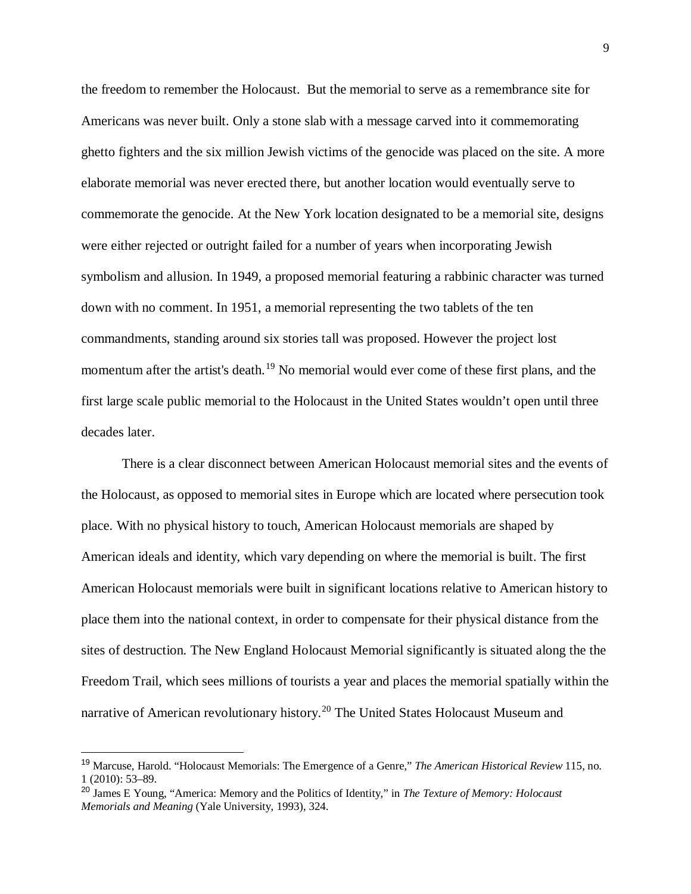the freedom to remember the Holocaust. But the memorial to serve as a remembrance site for Americans was never built. Only a stone slab with a message carved into it commemorating ghetto fighters and the six million Jewish victims of the genocide was placed on the site. A more elaborate memorial was never erected there, but another location would eventually serve to commemorate the genocide. At the New York location designated to be a memorial site, designs were either rejected or outright failed for a number of years when incorporating Jewish symbolism and allusion. In 1949, a proposed memorial featuring a rabbinic character was turned down with no comment. In 1951, a memorial representing the two tablets of the ten commandments, standing around six stories tall was proposed. However the project lost momentum after the artist's death.[19] No memorial would ever come of these first plans, and the first large scale public memorial to the Holocaust in the United States wouldn't open until three decades later.

There is a clear disconnect between American Holocaust memorial sites and the events of the Holocaust, as opposed to memorial sites in Europe which are located where persecution took place. With no physical history to touch, American Holocaust memorials are shaped by American ideals and identity, which vary depending on where the memorial is built. The first American Holocaust memorials were built in significant locations relative to American history to place them into the national context, in order to compensate for their physical distance from the sites of destruction. The New England Holocaust Memorial significantly is situated along the the Freedom Trail, which sees millions of tourists a year and places the memorial spatially within the narrative of American revolutionary history.[20] The United States Holocaust Museum and

---

[19] Marcuse, Harold. "Holocaust Memorials: The Emergence of a Genre," *The American Historical Review* 115, no. 1 (2010): 53–89.

[20] James E Young, "America: Memory and the Politics of Identity," in *The Texture of Memory: Holocaust Memorials and Meaning* (Yale University, 1993), 324.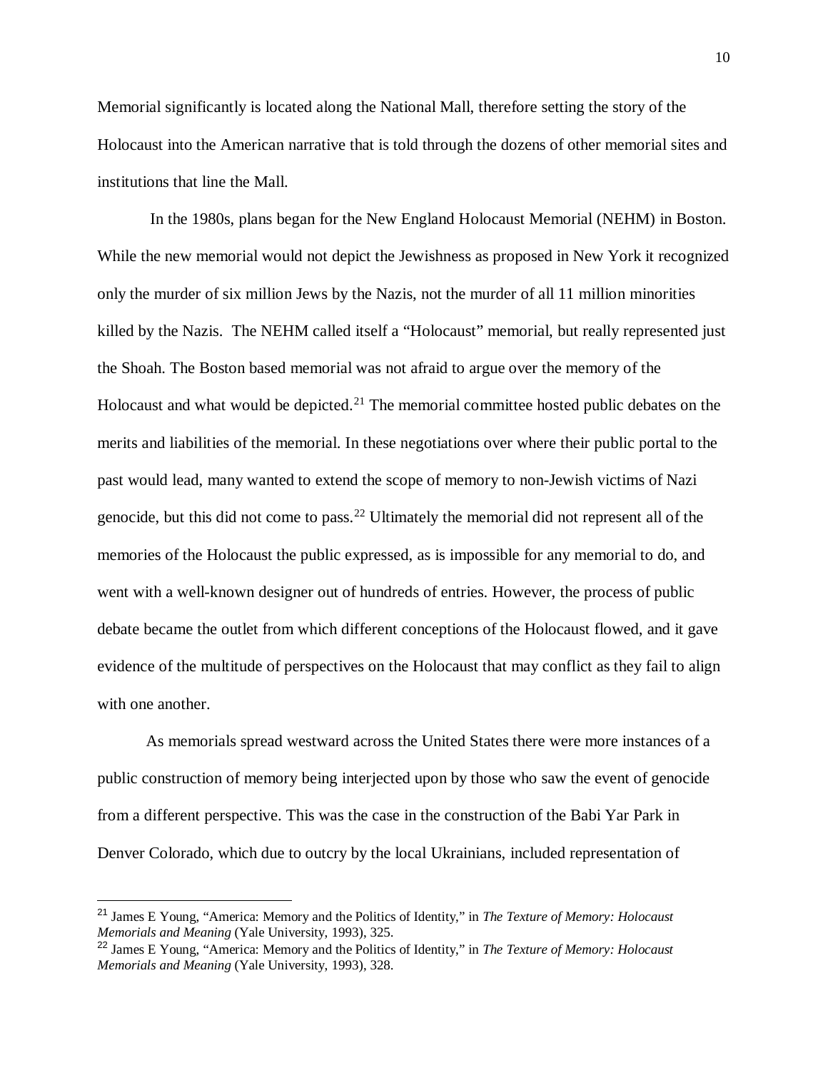Memorial significantly is located along the National Mall, therefore setting the story of the Holocaust into the American narrative that is told through the dozens of other memorial sites and institutions that line the Mall.

In the 1980s, plans began for the New England Holocaust Memorial (NEHM) in Boston. While the new memorial would not depict the Jewishness as proposed in New York it recognized only the murder of six million Jews by the Nazis, not the murder of all 11 million minorities killed by the Nazis. The NEHM called itself a "Holocaust" memorial, but really represented just the Shoah. The Boston based memorial was not afraid to argue over the memory of the Holocaust and what would be depicted.[21] The memorial committee hosted public debates on the merits and liabilities of the memorial. In these negotiations over where their public portal to the past would lead, many wanted to extend the scope of memory to non-Jewish victims of Nazi genocide, but this did not come to pass.[22] Ultimately the memorial did not represent all of the memories of the Holocaust the public expressed, as is impossible for any memorial to do, and went with a well-known designer out of hundreds of entries. However, the process of public debate became the outlet from which different conceptions of the Holocaust flowed, and it gave evidence of the multitude of perspectives on the Holocaust that may conflict as they fail to align with one another.

As memorials spread westward across the United States there were more instances of a public construction of memory being interjected upon by those who saw the event of genocide from a different perspective. This was the case in the construction of the Babi Yar Park in Denver Colorado, which due to outcry by the local Ukrainians, included representation of

---

[21] James E Young, "America: Memory and the Politics of Identity," in *The Texture of Memory: Holocaust Memorials and Meaning* (Yale University, 1993), 325.

[22] James E Young, "America: Memory and the Politics of Identity," in *The Texture of Memory: Holocaust Memorials and Meaning* (Yale University, 1993), 328.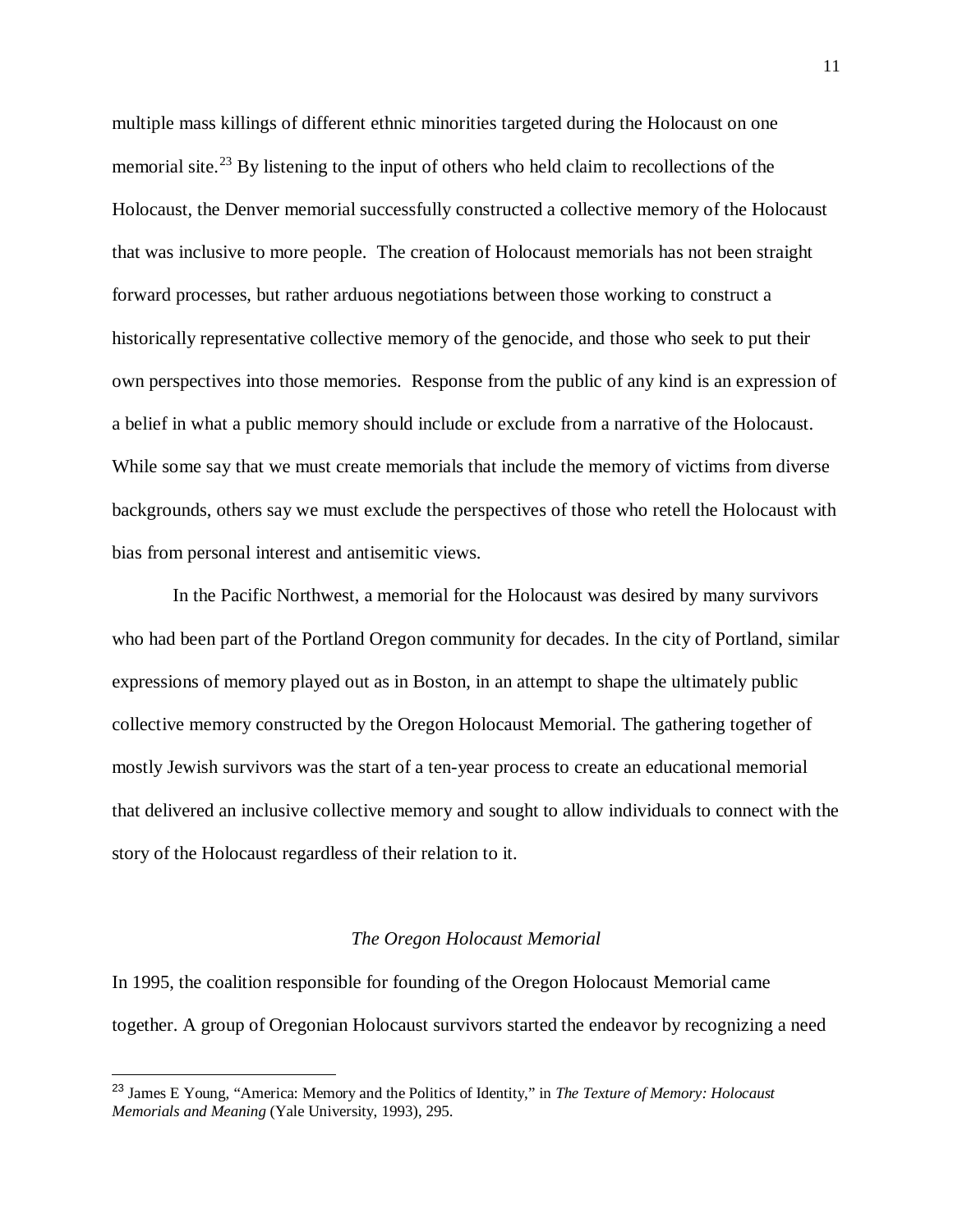multiple mass killings of different ethnic minorities targeted during the Holocaust on one memorial site.[23] By listening to the input of others who held claim to recollections of the Holocaust, the Denver memorial successfully constructed a collective memory of the Holocaust that was inclusive to more people. The creation of Holocaust memorials has not been straight forward processes, but rather arduous negotiations between those working to construct a historically representative collective memory of the genocide, and those who seek to put their own perspectives into those memories. Response from the public of any kind is an expression of a belief in what a public memory should include or exclude from a narrative of the Holocaust. While some say that we must create memorials that include the memory of victims from diverse backgrounds, others say we must exclude the perspectives of those who retell the Holocaust with bias from personal interest and antisemitic views.

In the Pacific Northwest, a memorial for the Holocaust was desired by many survivors who had been part of the Portland Oregon community for decades. In the city of Portland, similar expressions of memory played out as in Boston, in an attempt to shape the ultimately public collective memory constructed by the Oregon Holocaust Memorial. The gathering together of mostly Jewish survivors was the start of a ten-year process to create an educational memorial that delivered an inclusive collective memory and sought to allow individuals to connect with the story of the Holocaust regardless of their relation to it.

### *The Oregon Holocaust Memorial*

In 1995, the coalition responsible for founding of the Oregon Holocaust Memorial came together. A group of Oregonian Holocaust survivors started the endeavor by recognizing a need

---

[23] James E Young, "America: Memory and the Politics of Identity," in *The Texture of Memory: Holocaust Memorials and Meaning* (Yale University, 1993), 295.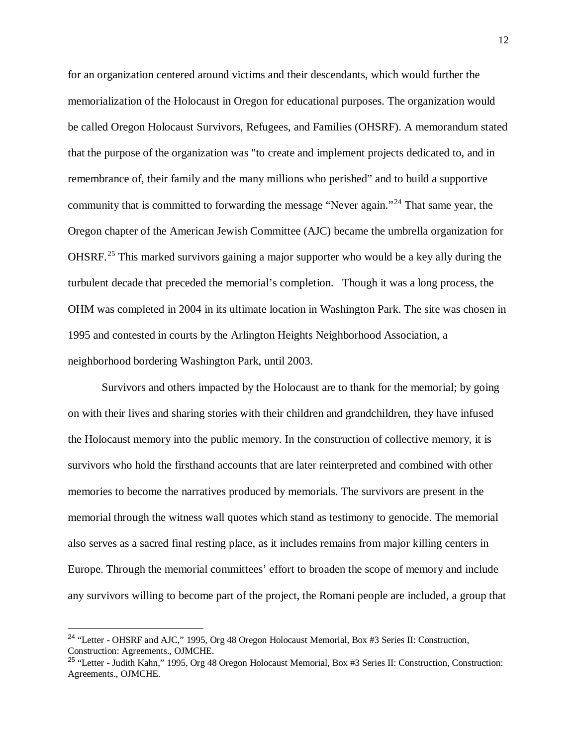for an organization centered around victims and their descendants, which would further the memorialization of the Holocaust in Oregon for educational purposes. The organization would be called Oregon Holocaust Survivors, Refugees, and Families (OHSRF). A memorandum stated that the purpose of the organization was "to create and implement projects dedicated to, and in remembrance of, their family and the many millions who perished" and to build a supportive community that is committed to forwarding the message "Never again."[24] That same year, the Oregon chapter of the American Jewish Committee (AJC) became the umbrella organization for OHSRF.[25] This marked survivors gaining a major supporter who would be a key ally during the turbulent decade that preceded the memorial's completion. Though it was a long process, the OHM was completed in 2004 in its ultimate location in Washington Park. The site was chosen in 1995 and contested in courts by the Arlington Heights Neighborhood Association, a neighborhood bordering Washington Park, until 2003.

Survivors and others impacted by the Holocaust are to thank for the memorial; by going on with their lives and sharing stories with their children and grandchildren, they have infused the Holocaust memory into the public memory. In the construction of collective memory, it is survivors who hold the firsthand accounts that are later reinterpreted and combined with other memories to become the narratives produced by memorials. The survivors are present in the memorial through the witness wall quotes which stand as testimony to genocide. The memorial also serves as a sacred final resting place, as it includes remains from major killing centers in Europe. Through the memorial committees' effort to broaden the scope of memory and include any survivors willing to become part of the project, the Romani people are included, a group that

---

[24] "Letter - OHSRF and AJC," 1995, Org 48 Oregon Holocaust Memorial, Box #3 Series II: Construction, Construction: Agreements., OJMCHE.

[25] "Letter - Judith Kahn," 1995, Org 48 Oregon Holocaust Memorial, Box #3 Series II: Construction, Construction: Agreements., OJMCHE.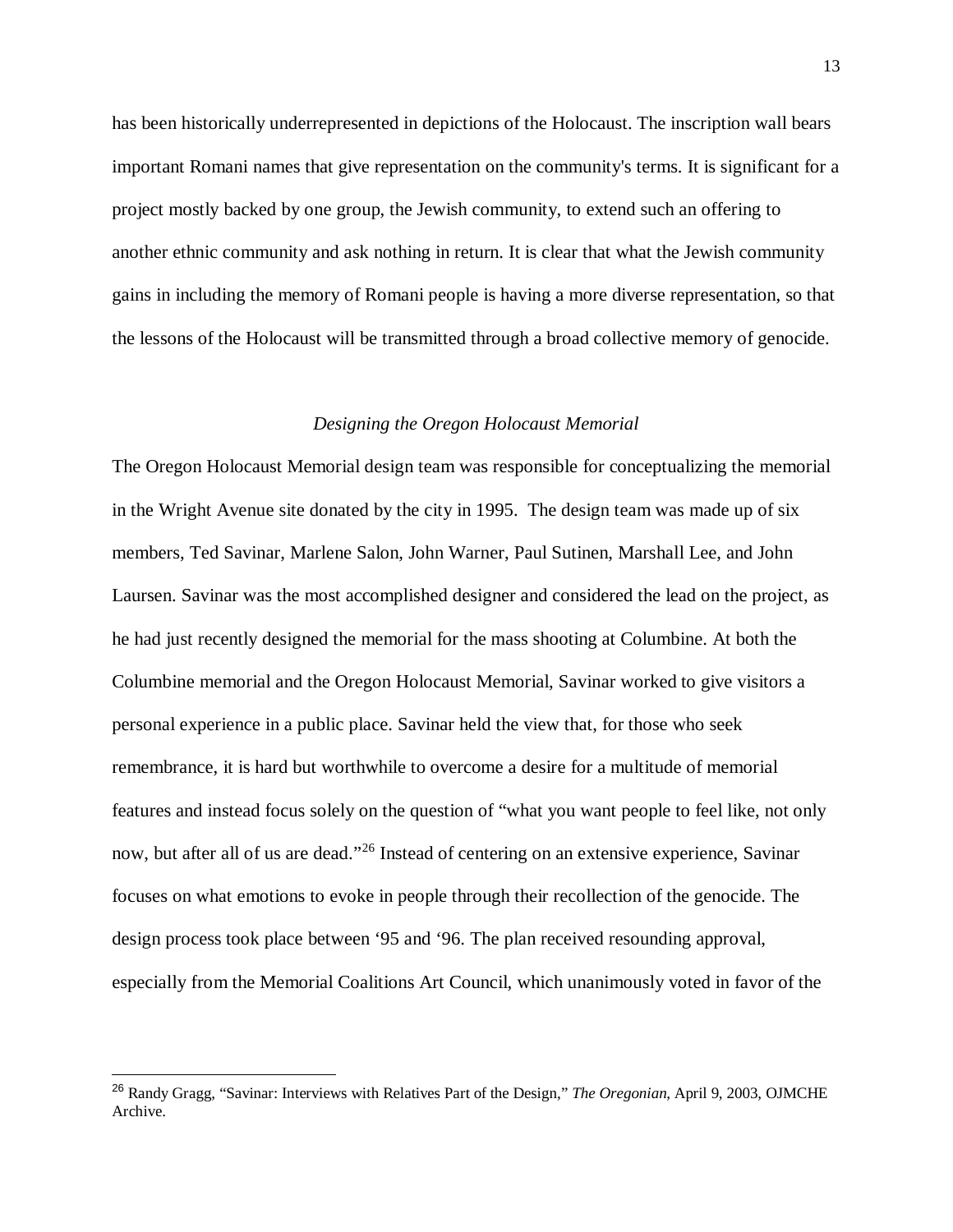has been historically underrepresented in depictions of the Holocaust. The inscription wall bears important Romani names that give representation on the community's terms. It is significant for a project mostly backed by one group, the Jewish community, to extend such an offering to another ethnic community and ask nothing in return. It is clear that what the Jewish community gains in including the memory of Romani people is having a more diverse representation, so that the lessons of the Holocaust will be transmitted through a broad collective memory of genocide.

### *Designing the Oregon Holocaust Memorial*

The Oregon Holocaust Memorial design team was responsible for conceptualizing the memorial in the Wright Avenue site donated by the city in 1995. The design team was made up of six members, Ted Savinar, Marlene Salon, John Warner, Paul Sutinen, Marshall Lee, and John Laursen. Savinar was the most accomplished designer and considered the lead on the project, as he had just recently designed the memorial for the mass shooting at Columbine. At both the Columbine memorial and the Oregon Holocaust Memorial, Savinar worked to give visitors a personal experience in a public place. Savinar held the view that, for those who seek remembrance, it is hard but worthwhile to overcome a desire for a multitude of memorial features and instead focus solely on the question of "what you want people to feel like, not only now, but after all of us are dead."[26] Instead of centering on an extensive experience, Savinar focuses on what emotions to evoke in people through their recollection of the genocide. The design process took place between '95 and '96. The plan received resounding approval, especially from the Memorial Coalitions Art Council, which unanimously voted in favor of the

---

[26] Randy Gragg, "Savinar: Interviews with Relatives Part of the Design," *The Oregonian*, April 9, 2003, OJMCHE Archive.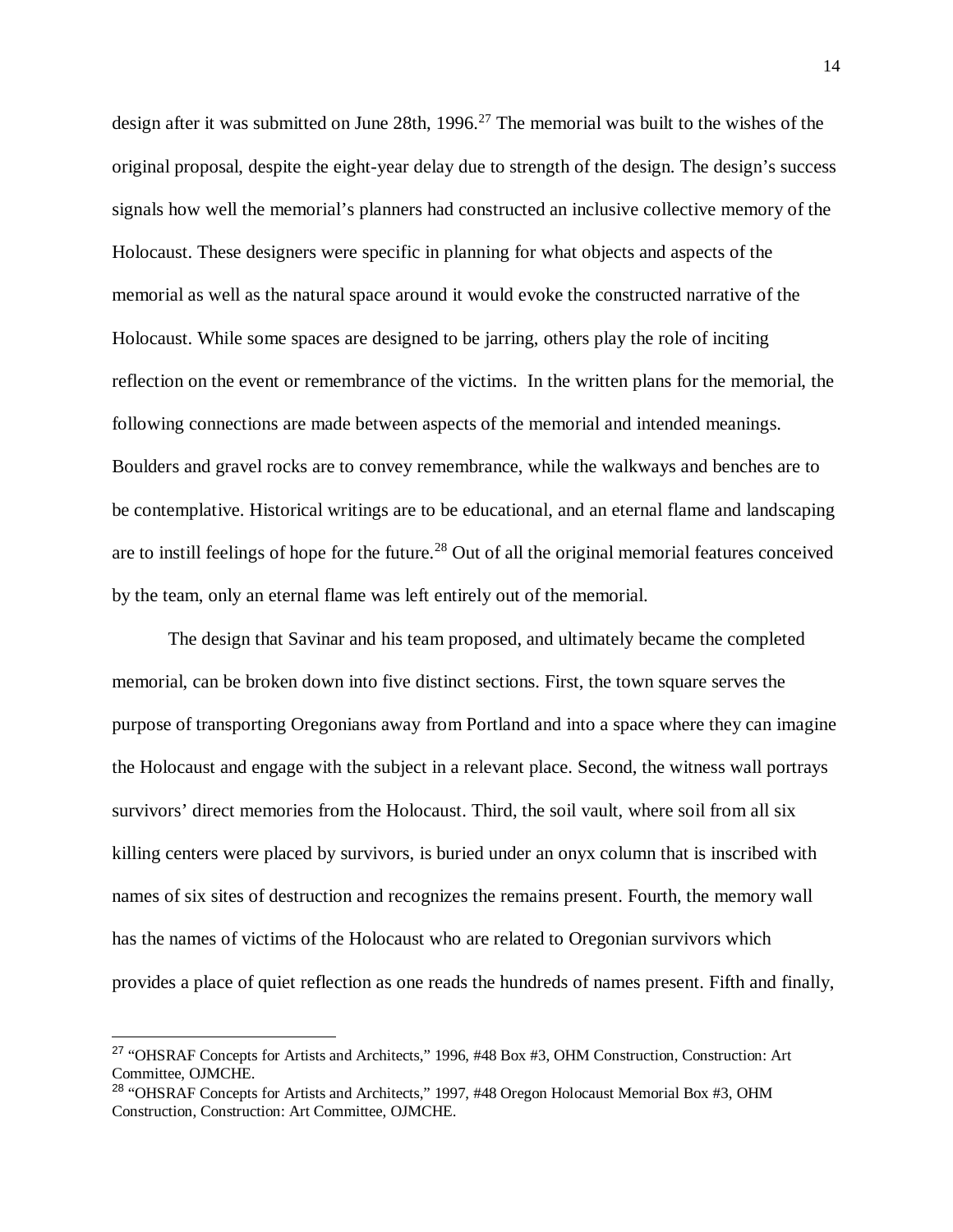design after it was submitted on June 28th, 1996.[27] The memorial was built to the wishes of the original proposal, despite the eight-year delay due to strength of the design. The design's success signals how well the memorial's planners had constructed an inclusive collective memory of the Holocaust. These designers were specific in planning for what objects and aspects of the memorial as well as the natural space around it would evoke the constructed narrative of the Holocaust. While some spaces are designed to be jarring, others play the role of inciting reflection on the event or remembrance of the victims. In the written plans for the memorial, the following connections are made between aspects of the memorial and intended meanings. Boulders and gravel rocks are to convey remembrance, while the walkways and benches are to be contemplative. Historical writings are to be educational, and an eternal flame and landscaping are to instill feelings of hope for the future.[28] Out of all the original memorial features conceived by the team, only an eternal flame was left entirely out of the memorial.

The design that Savinar and his team proposed, and ultimately became the completed memorial, can be broken down into five distinct sections. First, the town square serves the purpose of transporting Oregonians away from Portland and into a space where they can imagine the Holocaust and engage with the subject in a relevant place. Second, the witness wall portrays survivors' direct memories from the Holocaust. Third, the soil vault, where soil from all six killing centers were placed by survivors, is buried under an onyx column that is inscribed with names of six sites of destruction and recognizes the remains present. Fourth, the memory wall has the names of victims of the Holocaust who are related to Oregonian survivors which provides a place of quiet reflection as one reads the hundreds of names present. Fifth and finally,

---

[27] "OHSRAF Concepts for Artists and Architects," 1996, #48 Box #3, OHM Construction, Construction: Art Committee, OJMCHE.

[28] "OHSRAF Concepts for Artists and Architects," 1997, #48 Oregon Holocaust Memorial Box #3, OHM Construction, Construction: Art Committee, OJMCHE.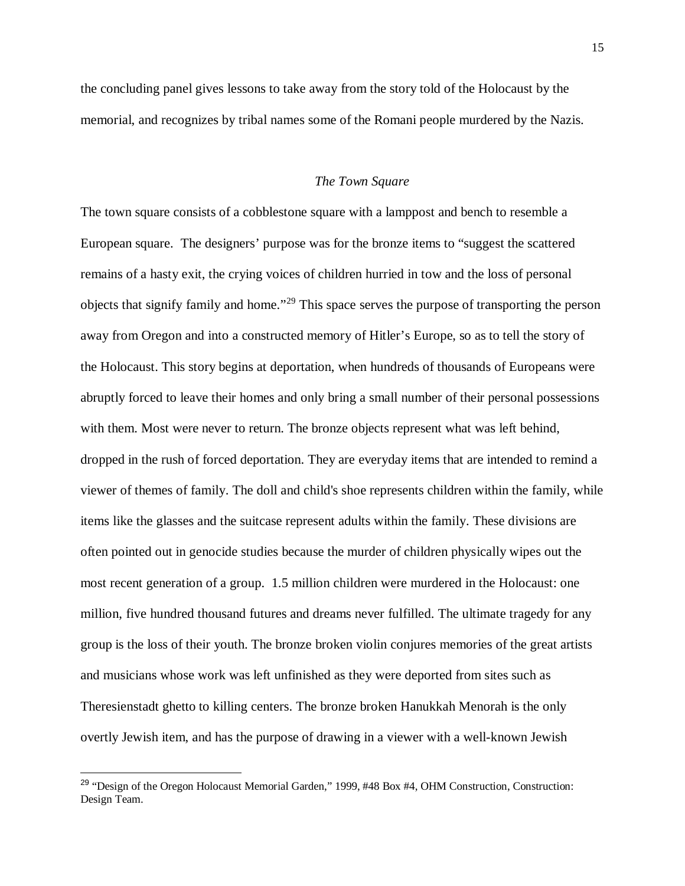the concluding panel gives lessons to take away from the story told of the Holocaust by the memorial, and recognizes by tribal names some of the Romani people murdered by the Nazis.

### *The Town Square*

The town square consists of a cobblestone square with a lamppost and bench to resemble a European square. The designers' purpose was for the bronze items to "suggest the scattered remains of a hasty exit, the crying voices of children hurried in tow and the loss of personal objects that signify family and home."[29] This space serves the purpose of transporting the person away from Oregon and into a constructed memory of Hitler's Europe, so as to tell the story of the Holocaust. This story begins at deportation, when hundreds of thousands of Europeans were abruptly forced to leave their homes and only bring a small number of their personal possessions with them. Most were never to return. The bronze objects represent what was left behind, dropped in the rush of forced deportation. They are everyday items that are intended to remind a viewer of themes of family. The doll and child's shoe represents children within the family, while items like the glasses and the suitcase represent adults within the family. These divisions are often pointed out in genocide studies because the murder of children physically wipes out the most recent generation of a group. 1.5 million children were murdered in the Holocaust: one million, five hundred thousand futures and dreams never fulfilled. The ultimate tragedy for any group is the loss of their youth. The bronze broken violin conjures memories of the great artists and musicians whose work was left unfinished as they were deported from sites such as Theresienstadt ghetto to killing centers. The bronze broken Hanukkah Menorah is the only overtly Jewish item, and has the purpose of drawing in a viewer with a well-known Jewish

---

[29] "Design of the Oregon Holocaust Memorial Garden," 1999, #48 Box #4, OHM Construction, Construction: Design Team.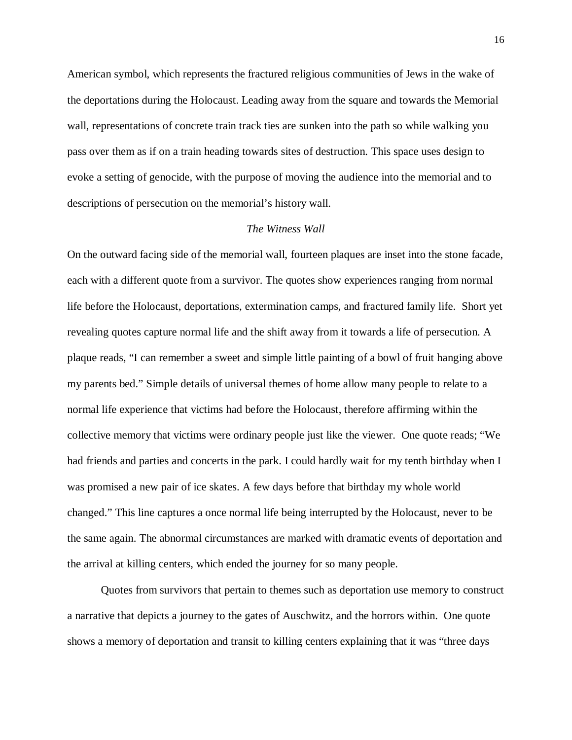American symbol, which represents the fractured religious communities of Jews in the wake of the deportations during the Holocaust. Leading away from the square and towards the Memorial wall, representations of concrete train track ties are sunken into the path so while walking you pass over them as if on a train heading towards sites of destruction. This space uses design to evoke a setting of genocide, with the purpose of moving the audience into the memorial and to descriptions of persecution on the memorial's history wall.

*The Witness Wall*

On the outward facing side of the memorial wall, fourteen plaques are inset into the stone facade, each with a different quote from a survivor. The quotes show experiences ranging from normal life before the Holocaust, deportations, extermination camps, and fractured family life. Short yet revealing quotes capture normal life and the shift away from it towards a life of persecution. A plaque reads, "I can remember a sweet and simple little painting of a bowl of fruit hanging above my parents bed." Simple details of universal themes of home allow many people to relate to a normal life experience that victims had before the Holocaust, therefore affirming within the collective memory that victims were ordinary people just like the viewer. One quote reads; "We had friends and parties and concerts in the park. I could hardly wait for my tenth birthday when I was promised a new pair of ice skates. A few days before that birthday my whole world changed." This line captures a once normal life being interrupted by the Holocaust, never to be the same again. The abnormal circumstances are marked with dramatic events of deportation and the arrival at killing centers, which ended the journey for so many people.

Quotes from survivors that pertain to themes such as deportation use memory to construct a narrative that depicts a journey to the gates of Auschwitz, and the horrors within. One quote shows a memory of deportation and transit to killing centers explaining that it was "three days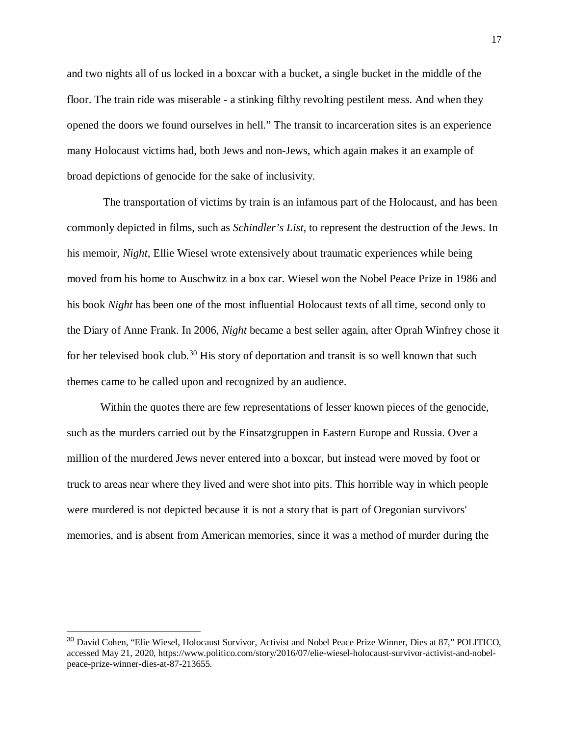and two nights all of us locked in a boxcar with a bucket, a single bucket in the middle of the floor. The train ride was miserable - a stinking filthy revolting pestilent mess. And when they opened the doors we found ourselves in hell." The transit to incarceration sites is an experience many Holocaust victims had, both Jews and non-Jews, which again makes it an example of broad depictions of genocide for the sake of inclusivity.

The transportation of victims by train is an infamous part of the Holocaust, and has been commonly depicted in films, such as *Schindler's List*, to represent the destruction of the Jews. In his memoir, *Night,* Ellie Wiesel wrote extensively about traumatic experiences while being moved from his home to Auschwitz in a box car. Wiesel won the Nobel Peace Prize in 1986 and his book *Night* has been one of the most influential Holocaust texts of all time, second only to the Diary of Anne Frank. In 2006, *Night* became a best seller again, after Oprah Winfrey chose it for her televised book club.[30] His story of deportation and transit is so well known that such themes came to be called upon and recognized by an audience.

Within the quotes there are few representations of lesser known pieces of the genocide, such as the murders carried out by the Einsatzgruppen in Eastern Europe and Russia. Over a million of the murdered Jews never entered into a boxcar, but instead were moved by foot or truck to areas near where they lived and were shot into pits. This horrible way in which people were murdered is not depicted because it is not a story that is part of Oregonian survivors' memories, and is absent from American memories, since it was a method of murder during the

---

[30] David Cohen, "Elie Wiesel, Holocaust Survivor, Activist and Nobel Peace Prize Winner, Dies at 87," POLITICO, accessed May 21, 2020, https://www.politico.com/story/2016/07/elie-wiesel-holocaust-survivor-activist-and-nobel-peace-prize-winner-dies-at-87-213655.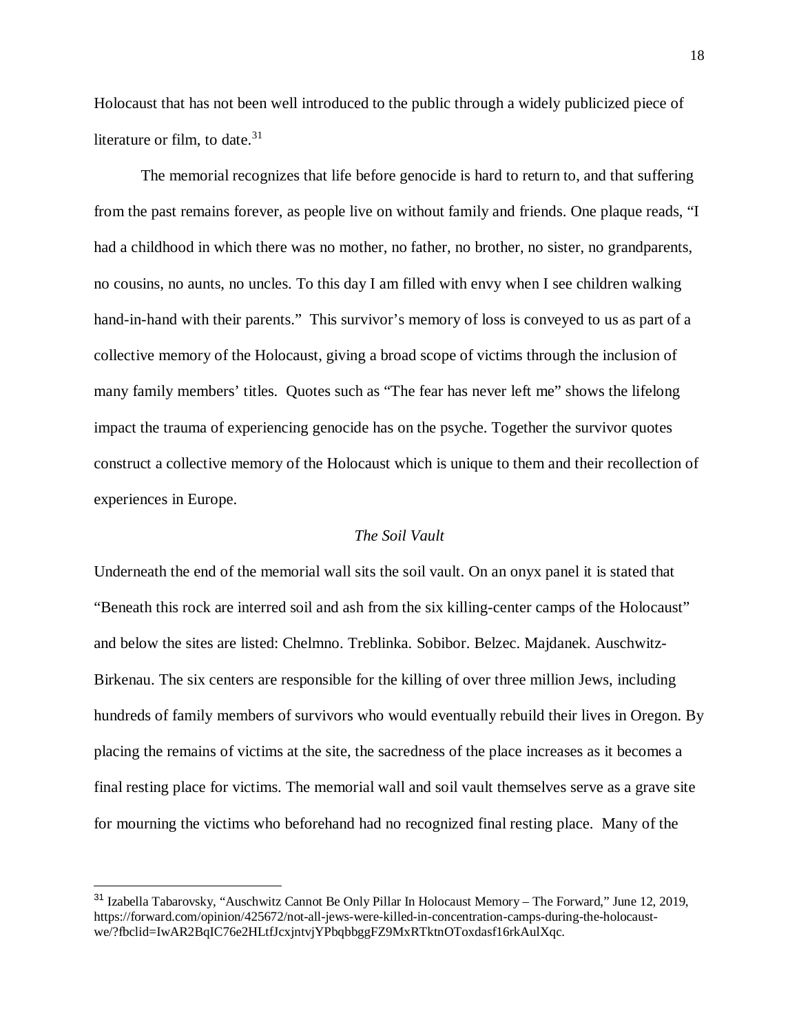Holocaust that has not been well introduced to the public through a widely publicized piece of literature or film, to date.[31]

The memorial recognizes that life before genocide is hard to return to, and that suffering from the past remains forever, as people live on without family and friends. One plaque reads, "I had a childhood in which there was no mother, no father, no brother, no sister, no grandparents, no cousins, no aunts, no uncles. To this day I am filled with envy when I see children walking hand-in-hand with their parents." This survivor's memory of loss is conveyed to us as part of a collective memory of the Holocaust, giving a broad scope of victims through the inclusion of many family members' titles. Quotes such as "The fear has never left me" shows the lifelong impact the trauma of experiencing genocide has on the psyche. Together the survivor quotes construct a collective memory of the Holocaust which is unique to them and their recollection of experiences in Europe.

### *The Soil Vault*

Underneath the end of the memorial wall sits the soil vault. On an onyx panel it is stated that "Beneath this rock are interred soil and ash from the six killing-center camps of the Holocaust" and below the sites are listed: Chelmno. Treblinka. Sobibor. Belzec. Majdanek. Auschwitz-Birkenau. The six centers are responsible for the killing of over three million Jews, including hundreds of family members of survivors who would eventually rebuild their lives in Oregon. By placing the remains of victims at the site, the sacredness of the place increases as it becomes a final resting place for victims. The memorial wall and soil vault themselves serve as a grave site for mourning the victims who beforehand had no recognized final resting place. Many of the

---

[31] Izabella Tabarovsky, "Auschwitz Cannot Be Only Pillar In Holocaust Memory – The Forward," June 12, 2019, https://forward.com/opinion/425672/not-all-jews-were-killed-in-concentration-camps-during-the-holocaust-we/?fbclid=IwAR2BqIC76e2HLtfJcxjntvjYPbqbbggFZ9MxRTktnOToxdasf16rkAulXqc.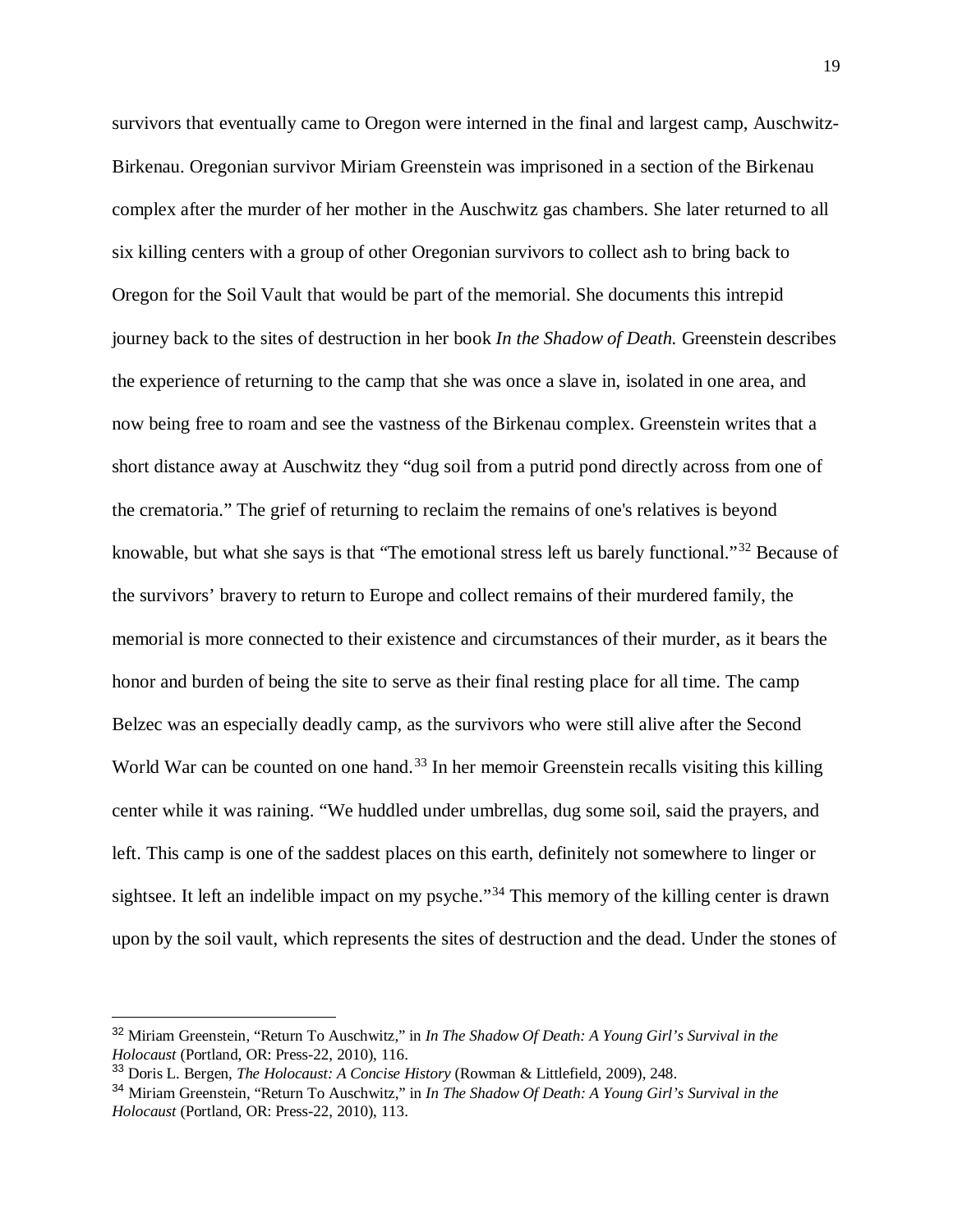survivors that eventually came to Oregon were interned in the final and largest camp, Auschwitz-Birkenau. Oregonian survivor Miriam Greenstein was imprisoned in a section of the Birkenau complex after the murder of her mother in the Auschwitz gas chambers. She later returned to all six killing centers with a group of other Oregonian survivors to collect ash to bring back to Oregon for the Soil Vault that would be part of the memorial. She documents this intrepid journey back to the sites of destruction in her book *In the Shadow of Death.* Greenstein describes the experience of returning to the camp that she was once a slave in, isolated in one area, and now being free to roam and see the vastness of the Birkenau complex. Greenstein writes that a short distance away at Auschwitz they "dug soil from a putrid pond directly across from one of the crematoria." The grief of returning to reclaim the remains of one's relatives is beyond knowable, but what she says is that "The emotional stress left us barely functional."[32] Because of the survivors' bravery to return to Europe and collect remains of their murdered family, the memorial is more connected to their existence and circumstances of their murder, as it bears the honor and burden of being the site to serve as their final resting place for all time. The camp Belzec was an especially deadly camp, as the survivors who were still alive after the Second World War can be counted on one hand.[33] In her memoir Greenstein recalls visiting this killing center while it was raining. "We huddled under umbrellas, dug some soil, said the prayers, and left. This camp is one of the saddest places on this earth, definitely not somewhere to linger or sightsee. It left an indelible impact on my psyche."[34] This memory of the killing center is drawn upon by the soil vault, which represents the sites of destruction and the dead. Under the stones of

---

[32] Miriam Greenstein, "Return To Auschwitz," in *In The Shadow Of Death: A Young Girl's Survival in the Holocaust* (Portland, OR: Press-22, 2010), 116.

[33] Doris L. Bergen, *The Holocaust: A Concise History* (Rowman & Littlefield, 2009), 248.

[34] Miriam Greenstein, "Return To Auschwitz," in *In The Shadow Of Death: A Young Girl's Survival in the Holocaust* (Portland, OR: Press-22, 2010), 113.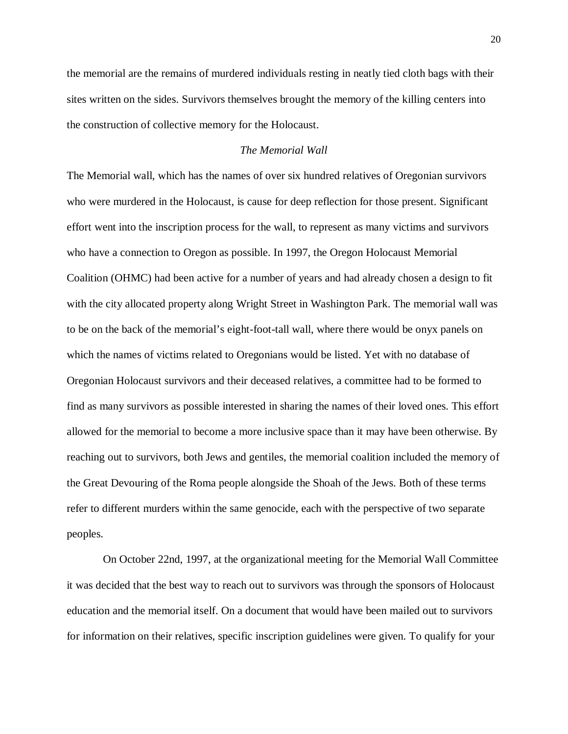the memorial are the remains of murdered individuals resting in neatly tied cloth bags with their sites written on the sides. Survivors themselves brought the memory of the killing centers into the construction of collective memory for the Holocaust.

### *The Memorial Wall*

The Memorial wall, which has the names of over six hundred relatives of Oregonian survivors who were murdered in the Holocaust, is cause for deep reflection for those present. Significant effort went into the inscription process for the wall, to represent as many victims and survivors who have a connection to Oregon as possible. In 1997, the Oregon Holocaust Memorial Coalition (OHMC) had been active for a number of years and had already chosen a design to fit with the city allocated property along Wright Street in Washington Park. The memorial wall was to be on the back of the memorial's eight-foot-tall wall, where there would be onyx panels on which the names of victims related to Oregonians would be listed. Yet with no database of Oregonian Holocaust survivors and their deceased relatives, a committee had to be formed to find as many survivors as possible interested in sharing the names of their loved ones. This effort allowed for the memorial to become a more inclusive space than it may have been otherwise. By reaching out to survivors, both Jews and gentiles, the memorial coalition included the memory of the Great Devouring of the Roma people alongside the Shoah of the Jews. Both of these terms refer to different murders within the same genocide, each with the perspective of two separate peoples.

On October 22nd, 1997, at the organizational meeting for the Memorial Wall Committee it was decided that the best way to reach out to survivors was through the sponsors of Holocaust education and the memorial itself. On a document that would have been mailed out to survivors for information on their relatives, specific inscription guidelines were given. To qualify for your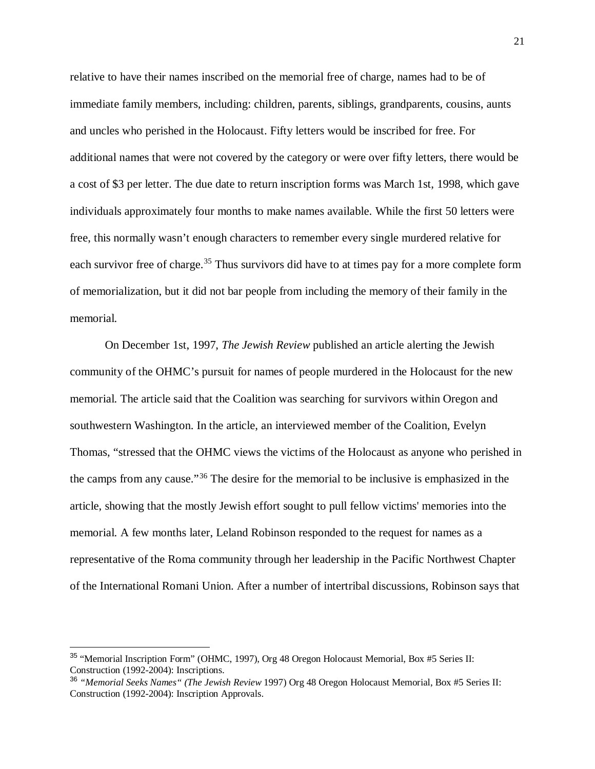relative to have their names inscribed on the memorial free of charge, names had to be of immediate family members, including: children, parents, siblings, grandparents, cousins, aunts and uncles who perished in the Holocaust. Fifty letters would be inscribed for free. For additional names that were not covered by the category or were over fifty letters, there would be a cost of $3 per letter. The due date to return inscription forms was March 1st, 1998, which gave individuals approximately four months to make names available. While the first 50 letters were free, this normally wasn't enough characters to remember every single murdered relative for each survivor free of charge.[35] Thus survivors did have to at times pay for a more complete form of memorialization, but it did not bar people from including the memory of their family in the memorial.

On December 1st, 1997, *The Jewish Review* published an article alerting the Jewish community of the OHMC's pursuit for names of people murdered in the Holocaust for the new memorial. The article said that the Coalition was searching for survivors within Oregon and southwestern Washington. In the article, an interviewed member of the Coalition, Evelyn Thomas, "stressed that the OHMC views the victims of the Holocaust as anyone who perished in the camps from any cause."[36] The desire for the memorial to be inclusive is emphasized in the article, showing that the mostly Jewish effort sought to pull fellow victims' memories into the memorial. A few months later, Leland Robinson responded to the request for names as a representative of the Roma community through her leadership in the Pacific Northwest Chapter of the International Romani Union. After a number of intertribal discussions, Robinson says that

---

[35] "Memorial Inscription Form" (OHMC, 1997), Org 48 Oregon Holocaust Memorial, Box #5 Series II: Construction (1992-2004): Inscriptions.

[36] *"Memorial Seeks Names" (The Jewish Review* 1997) Org 48 Oregon Holocaust Memorial, Box #5 Series II: Construction (1992-2004): Inscription Approvals.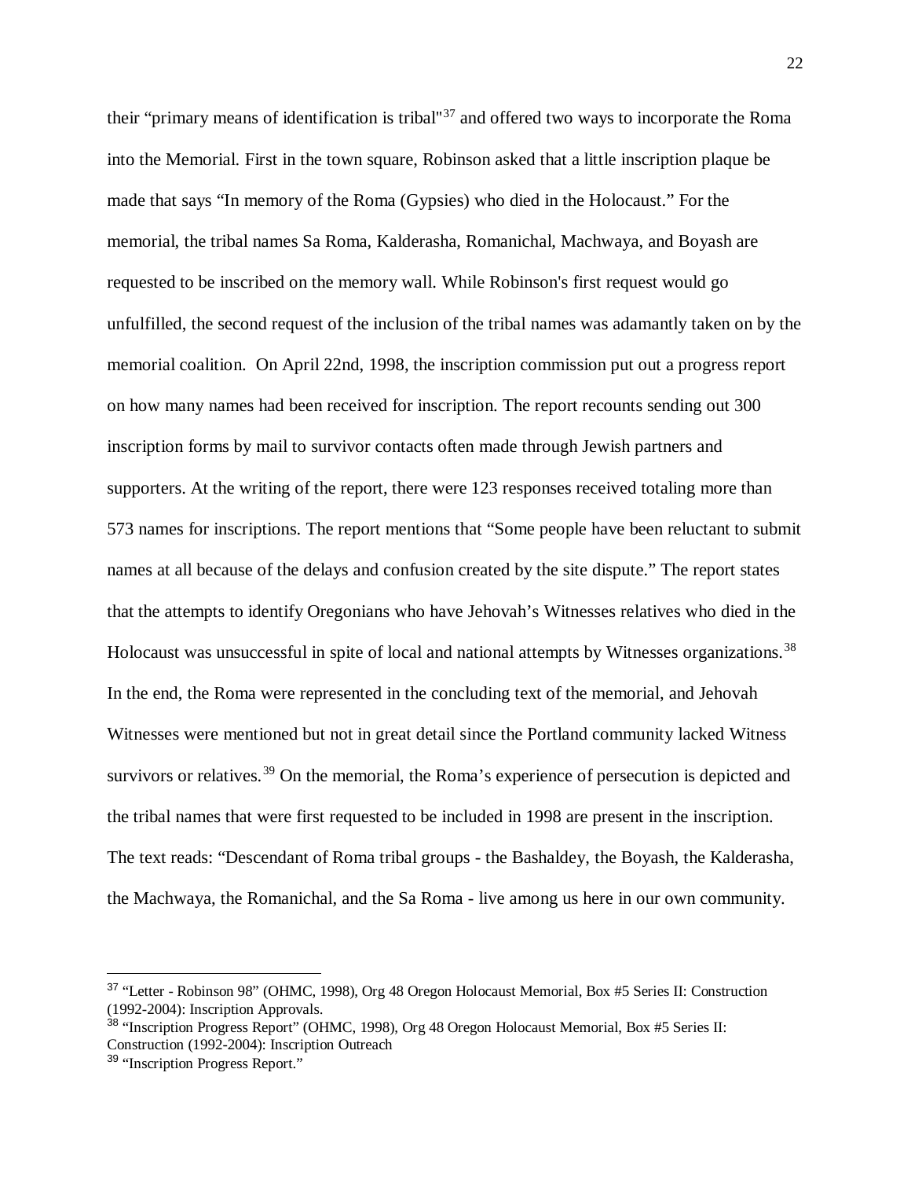their "primary means of identification is tribal"[37] and offered two ways to incorporate the Roma into the Memorial. First in the town square, Robinson asked that a little inscription plaque be made that says "In memory of the Roma (Gypsies) who died in the Holocaust." For the memorial, the tribal names Sa Roma, Kalderasha, Romanichal, Machwaya, and Boyash are requested to be inscribed on the memory wall. While Robinson's first request would go unfulfilled, the second request of the inclusion of the tribal names was adamantly taken on by the memorial coalition. On April 22nd, 1998, the inscription commission put out a progress report on how many names had been received for inscription. The report recounts sending out 300 inscription forms by mail to survivor contacts often made through Jewish partners and supporters. At the writing of the report, there were 123 responses received totaling more than 573 names for inscriptions. The report mentions that "Some people have been reluctant to submit names at all because of the delays and confusion created by the site dispute." The report states that the attempts to identify Oregonians who have Jehovah's Witnesses relatives who died in the Holocaust was unsuccessful in spite of local and national attempts by Witnesses organizations.[38] In the end, the Roma were represented in the concluding text of the memorial, and Jehovah Witnesses were mentioned but not in great detail since the Portland community lacked Witness survivors or relatives.[39] On the memorial, the Roma's experience of persecution is depicted and the tribal names that were first requested to be included in 1998 are present in the inscription. The text reads: "Descendant of Roma tribal groups - the Bashaldey, the Boyash, the Kalderasha, the Machwaya, the Romanichal, and the Sa Roma - live among us here in our own community.

---

[37] "Letter - Robinson 98" (OHMC, 1998), Org 48 Oregon Holocaust Memorial, Box #5 Series II: Construction (1992-2004): Inscription Approvals.

[38] "Inscription Progress Report" (OHMC, 1998), Org 48 Oregon Holocaust Memorial, Box #5 Series II: Construction (1992-2004): Inscription Outreach

[39] "Inscription Progress Report."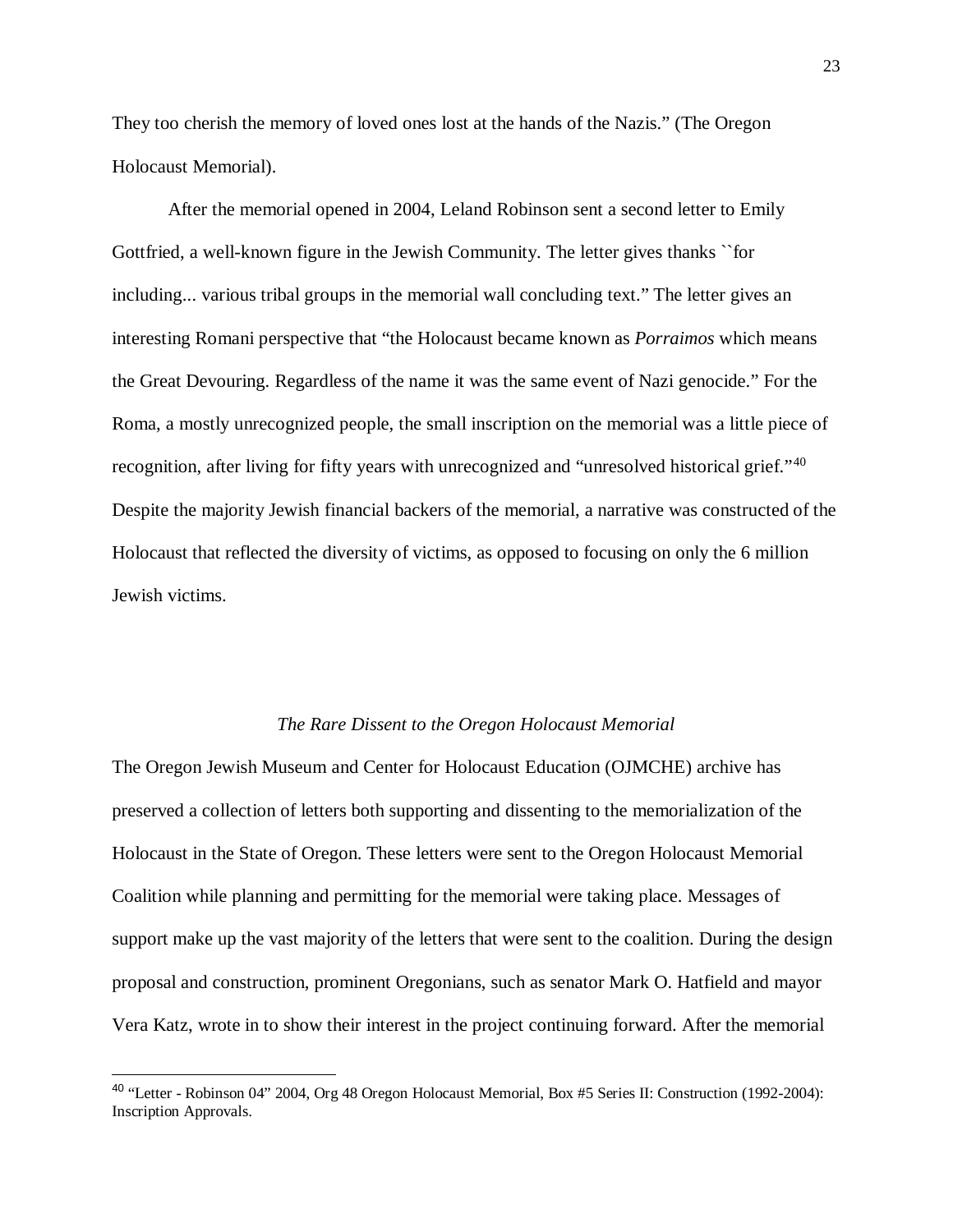They too cherish the memory of loved ones lost at the hands of the Nazis." (The Oregon Holocaust Memorial).

After the memorial opened in 2004, Leland Robinson sent a second letter to Emily Gottfried, a well-known figure in the Jewish Community. The letter gives thanks ``for including... various tribal groups in the memorial wall concluding text." The letter gives an interesting Romani perspective that "the Holocaust became known as *Porraimos* which means the Great Devouring. Regardless of the name it was the same event of Nazi genocide." For the Roma, a mostly unrecognized people, the small inscription on the memorial was a little piece of recognition, after living for fifty years with unrecognized and "unresolved historical grief."[40] Despite the majority Jewish financial backers of the memorial, a narrative was constructed of the Holocaust that reflected the diversity of victims, as opposed to focusing on only the 6 million Jewish victims.

### *The Rare Dissent to the Oregon Holocaust Memorial*

The Oregon Jewish Museum and Center for Holocaust Education (OJMCHE) archive has preserved a collection of letters both supporting and dissenting to the memorialization of the Holocaust in the State of Oregon. These letters were sent to the Oregon Holocaust Memorial Coalition while planning and permitting for the memorial were taking place. Messages of support make up the vast majority of the letters that were sent to the coalition. During the design proposal and construction, prominent Oregonians, such as senator Mark O. Hatfield and mayor Vera Katz, wrote in to show their interest in the project continuing forward. After the memorial

[40] "Letter - Robinson 04" 2004, Org 48 Oregon Holocaust Memorial, Box #5 Series II: Construction (1992-2004): Inscription Approvals.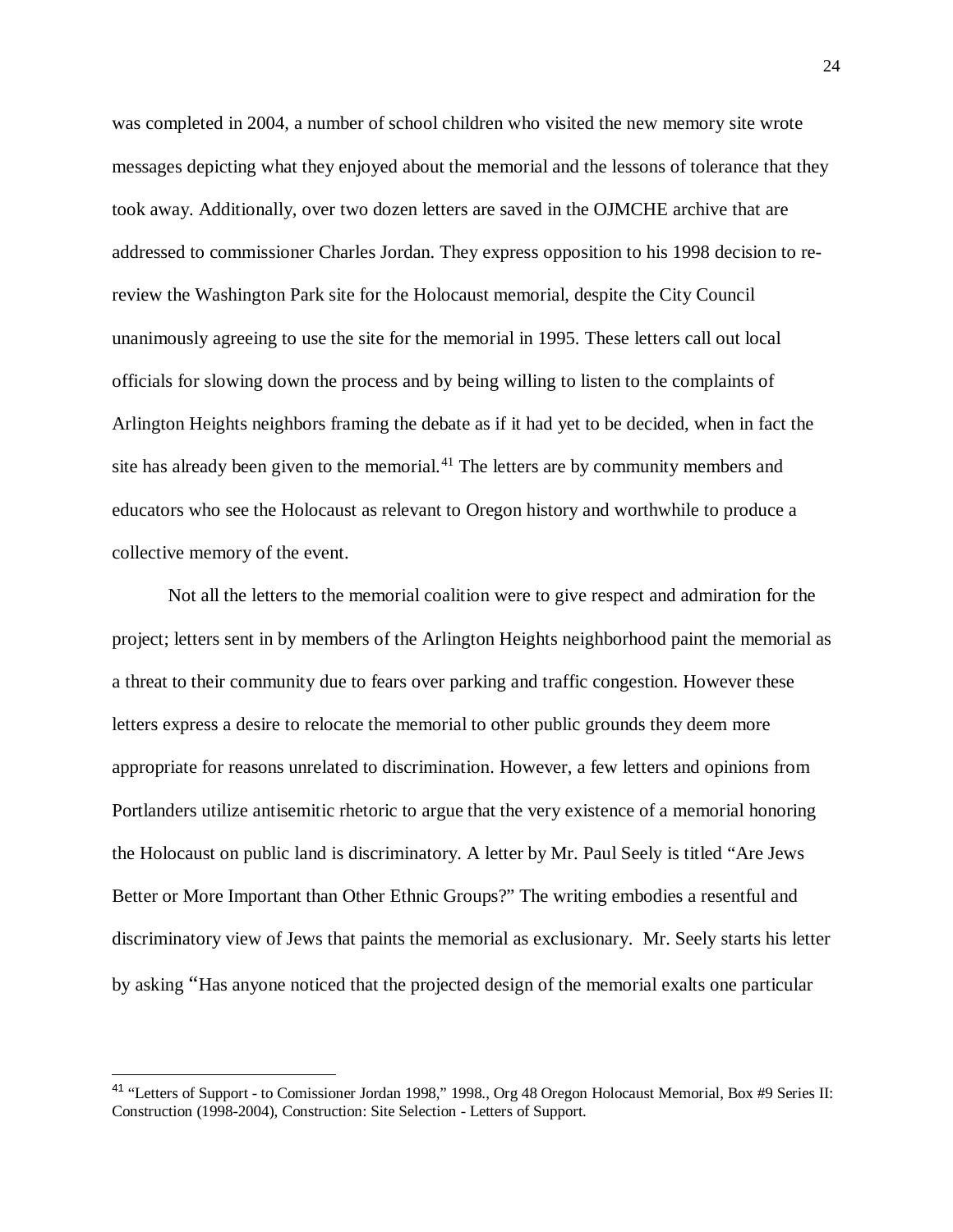was completed in 2004, a number of school children who visited the new memory site wrote messages depicting what they enjoyed about the memorial and the lessons of tolerance that they took away. Additionally, over two dozen letters are saved in the OJMCHE archive that are addressed to commissioner Charles Jordan. They express opposition to his 1998 decision to re-review the Washington Park site for the Holocaust memorial, despite the City Council unanimously agreeing to use the site for the memorial in 1995. These letters call out local officials for slowing down the process and by being willing to listen to the complaints of Arlington Heights neighbors framing the debate as if it had yet to be decided, when in fact the site has already been given to the memorial.[41] The letters are by community members and educators who see the Holocaust as relevant to Oregon history and worthwhile to produce a collective memory of the event.

Not all the letters to the memorial coalition were to give respect and admiration for the project; letters sent in by members of the Arlington Heights neighborhood paint the memorial as a threat to their community due to fears over parking and traffic congestion. However these letters express a desire to relocate the memorial to other public grounds they deem more appropriate for reasons unrelated to discrimination. However, a few letters and opinions from Portlanders utilize antisemitic rhetoric to argue that the very existence of a memorial honoring the Holocaust on public land is discriminatory. A letter by Mr. Paul Seely is titled "Are Jews Better or More Important than Other Ethnic Groups?" The writing embodies a resentful and discriminatory view of Jews that paints the memorial as exclusionary. Mr. Seely starts his letter by asking "Has anyone noticed that the projected design of the memorial exalts one particular

---

[41] "Letters of Support - to Comissioner Jordan 1998," 1998., Org 48 Oregon Holocaust Memorial, Box #9 Series II: Construction (1998-2004), Construction: Site Selection - Letters of Support.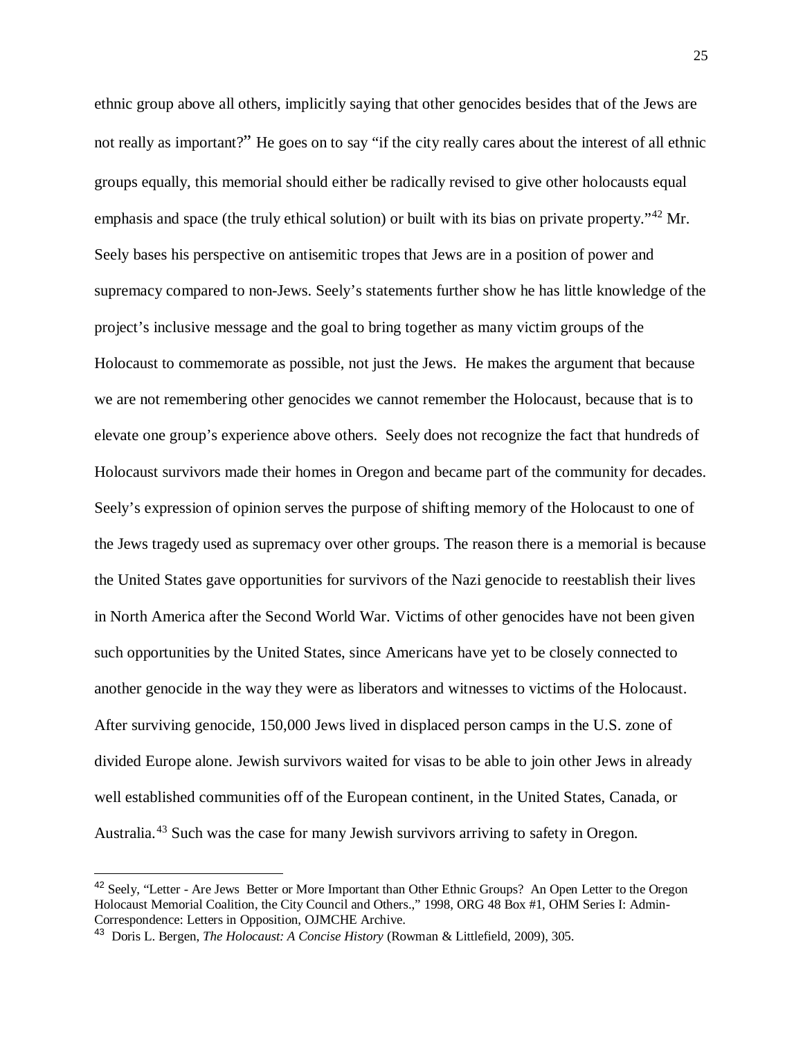ethnic group above all others, implicitly saying that other genocides besides that of the Jews are not really as important?" He goes on to say "if the city really cares about the interest of all ethnic groups equally, this memorial should either be radically revised to give other holocausts equal emphasis and space (the truly ethical solution) or built with its bias on private property."[42] Mr. Seely bases his perspective on antisemitic tropes that Jews are in a position of power and supremacy compared to non-Jews. Seely's statements further show he has little knowledge of the project's inclusive message and the goal to bring together as many victim groups of the Holocaust to commemorate as possible, not just the Jews. He makes the argument that because we are not remembering other genocides we cannot remember the Holocaust, because that is to elevate one group's experience above others. Seely does not recognize the fact that hundreds of Holocaust survivors made their homes in Oregon and became part of the community for decades. Seely's expression of opinion serves the purpose of shifting memory of the Holocaust to one of the Jews tragedy used as supremacy over other groups. The reason there is a memorial is because the United States gave opportunities for survivors of the Nazi genocide to reestablish their lives in North America after the Second World War. Victims of other genocides have not been given such opportunities by the United States, since Americans have yet to be closely connected to another genocide in the way they were as liberators and witnesses to victims of the Holocaust. After surviving genocide, 150,000 Jews lived in displaced person camps in the U.S. zone of divided Europe alone. Jewish survivors waited for visas to be able to join other Jews in already well established communities off of the European continent, in the United States, Canada, or Australia.[43] Such was the case for many Jewish survivors arriving to safety in Oregon.

---

[42] Seely, "Letter - Are Jews Better or More Important than Other Ethnic Groups? An Open Letter to the Oregon Holocaust Memorial Coalition, the City Council and Others.," 1998, ORG 48 Box #1, OHM Series I: Admin-Correspondence: Letters in Opposition, OJMCHE Archive.

[43] Doris L. Bergen, *The Holocaust: A Concise History* (Rowman & Littlefield, 2009), 305.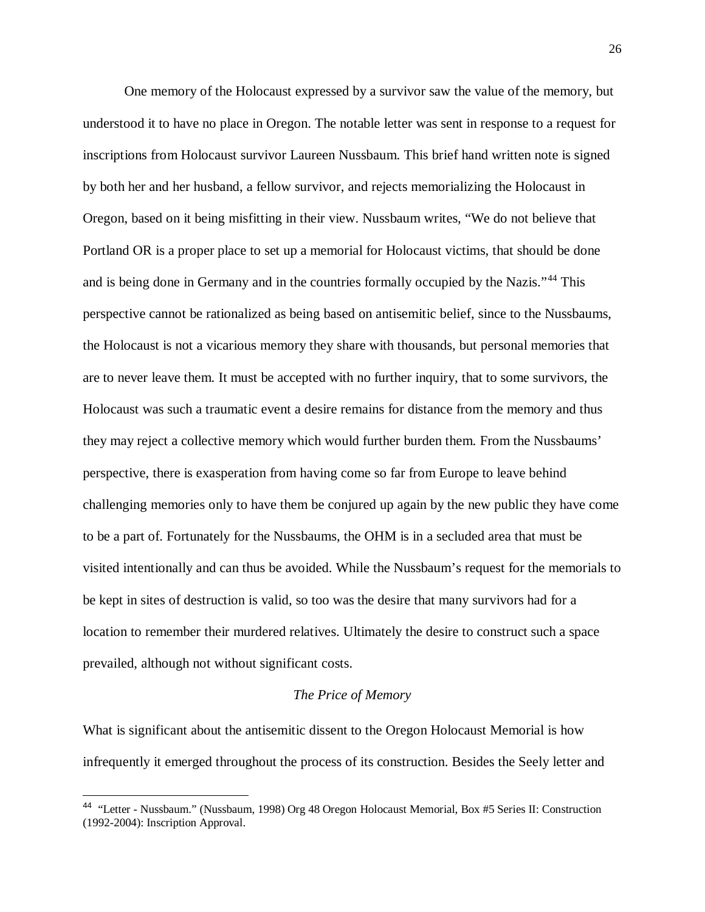One memory of the Holocaust expressed by a survivor saw the value of the memory, but understood it to have no place in Oregon. The notable letter was sent in response to a request for inscriptions from Holocaust survivor Laureen Nussbaum. This brief hand written note is signed by both her and her husband, a fellow survivor, and rejects memorializing the Holocaust in Oregon, based on it being misfitting in their view. Nussbaum writes, "We do not believe that Portland OR is a proper place to set up a memorial for Holocaust victims, that should be done and is being done in Germany and in the countries formally occupied by the Nazis."[44] This perspective cannot be rationalized as being based on antisemitic belief, since to the Nussbaums, the Holocaust is not a vicarious memory they share with thousands, but personal memories that are to never leave them. It must be accepted with no further inquiry, that to some survivors, the Holocaust was such a traumatic event a desire remains for distance from the memory and thus they may reject a collective memory which would further burden them. From the Nussbaums' perspective, there is exasperation from having come so far from Europe to leave behind challenging memories only to have them be conjured up again by the new public they have come to be a part of. Fortunately for the Nussbaums, the OHM is in a secluded area that must be visited intentionally and can thus be avoided. While the Nussbaum's request for the memorials to be kept in sites of destruction is valid, so too was the desire that many survivors had for a location to remember their murdered relatives. Ultimately the desire to construct such a space prevailed, although not without significant costs.

### *The Price of Memory*

What is significant about the antisemitic dissent to the Oregon Holocaust Memorial is how infrequently it emerged throughout the process of its construction. Besides the Seely letter and

---

[44] "Letter - Nussbaum." (Nussbaum, 1998) Org 48 Oregon Holocaust Memorial, Box #5 Series II: Construction (1992-2004): Inscription Approval.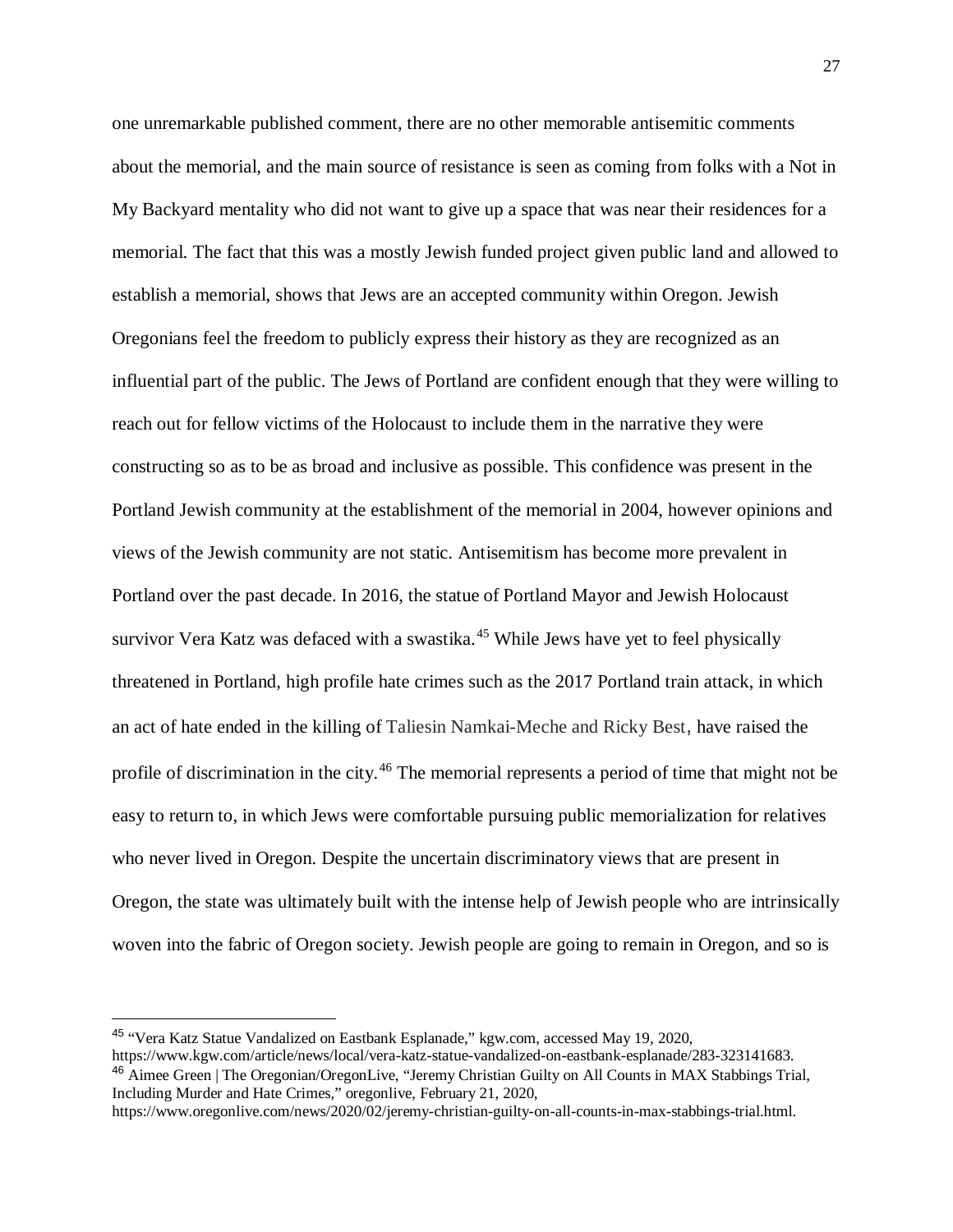one unremarkable published comment, there are no other memorable antisemitic comments about the memorial, and the main source of resistance is seen as coming from folks with a Not in My Backyard mentality who did not want to give up a space that was near their residences for a memorial. The fact that this was a mostly Jewish funded project given public land and allowed to establish a memorial, shows that Jews are an accepted community within Oregon. Jewish Oregonians feel the freedom to publicly express their history as they are recognized as an influential part of the public. The Jews of Portland are confident enough that they were willing to reach out for fellow victims of the Holocaust to include them in the narrative they were constructing so as to be as broad and inclusive as possible. This confidence was present in the Portland Jewish community at the establishment of the memorial in 2004, however opinions and views of the Jewish community are not static. Antisemitism has become more prevalent in Portland over the past decade. In 2016, the statue of Portland Mayor and Jewish Holocaust survivor Vera Katz was defaced with a swastika.[45] While Jews have yet to feel physically threatened in Portland, high profile hate crimes such as the 2017 Portland train attack, in which an act of hate ended in the killing of Taliesin Namkai-Meche and Ricky Best, have raised the profile of discrimination in the city.[46] The memorial represents a period of time that might not be easy to return to, in which Jews were comfortable pursuing public memorialization for relatives who never lived in Oregon. Despite the uncertain discriminatory views that are present in Oregon, the state was ultimately built with the intense help of Jewish people who are intrinsically woven into the fabric of Oregon society. Jewish people are going to remain in Oregon, and so is

---

[45] "Vera Katz Statue Vandalized on Eastbank Esplanade," kgw.com, accessed May 19, 2020, https://www.kgw.com/article/news/local/vera-katz-statue-vandalized-on-eastbank-esplanade/283-323141683.

[46] Aimee Green | The Oregonian/OregonLive, "Jeremy Christian Guilty on All Counts in MAX Stabbings Trial, Including Murder and Hate Crimes," oregonlive, February 21, 2020, https://www.oregonlive.com/news/2020/02/jeremy-christian-guilty-on-all-counts-in-max-stabbings-trial.html.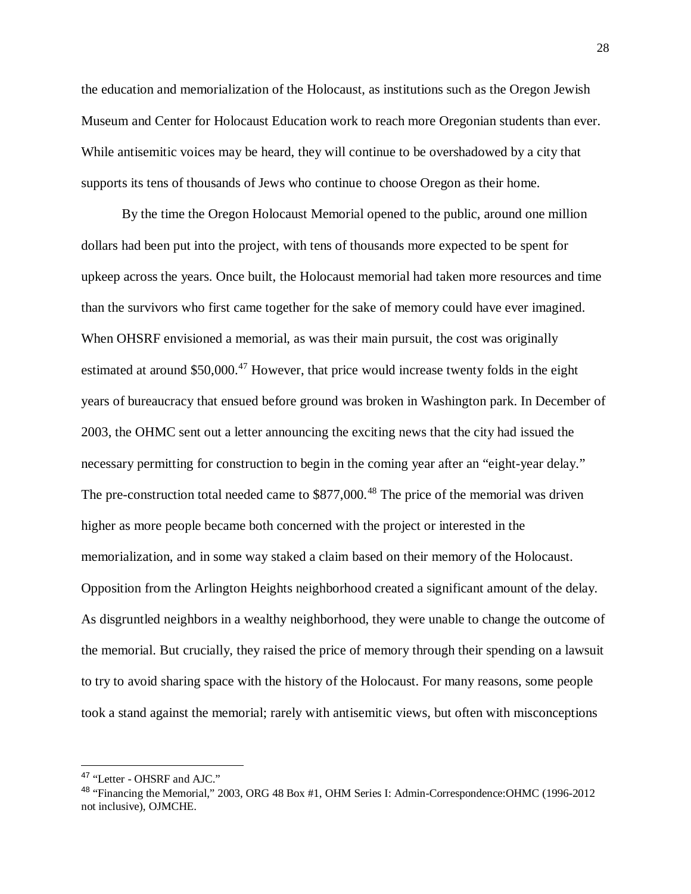the education and memorialization of the Holocaust, as institutions such as the Oregon Jewish Museum and Center for Holocaust Education work to reach more Oregonian students than ever. While antisemitic voices may be heard, they will continue to be overshadowed by a city that supports its tens of thousands of Jews who continue to choose Oregon as their home.

By the time the Oregon Holocaust Memorial opened to the public, around one million dollars had been put into the project, with tens of thousands more expected to be spent for upkeep across the years. Once built, the Holocaust memorial had taken more resources and time than the survivors who first came together for the sake of memory could have ever imagined. When OHSRF envisioned a memorial, as was their main pursuit, the cost was originally estimated at around $50,000.[47] However, that price would increase twenty folds in the eight years of bureaucracy that ensued before ground was broken in Washington park. In December of 2003, the OHMC sent out a letter announcing the exciting news that the city had issued the necessary permitting for construction to begin in the coming year after an "eight-year delay." The pre-construction total needed came to $877,000.[48] The price of the memorial was driven higher as more people became both concerned with the project or interested in the memorialization, and in some way staked a claim based on their memory of the Holocaust. Opposition from the Arlington Heights neighborhood created a significant amount of the delay. As disgruntled neighbors in a wealthy neighborhood, they were unable to change the outcome of the memorial. But crucially, they raised the price of memory through their spending on a lawsuit to try to avoid sharing space with the history of the Holocaust. For many reasons, some people took a stand against the memorial; rarely with antisemitic views, but often with misconceptions

---

[47] "Letter - OHSRF and AJC."

[48] "Financing the Memorial," 2003, ORG 48 Box #1, OHM Series I: Admin-Correspondence:OHMC (1996-2012 not inclusive), OJMCHE.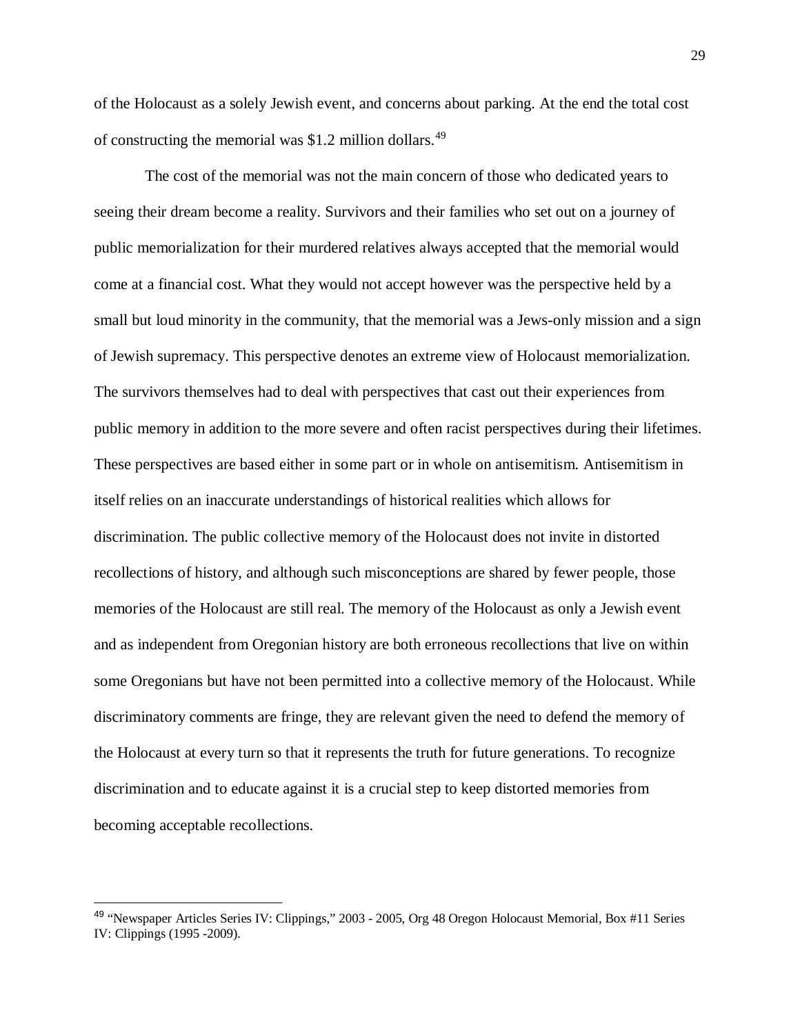of the Holocaust as a solely Jewish event, and concerns about parking. At the end the total cost of constructing the memorial was $1.2 million dollars.[49]

The cost of the memorial was not the main concern of those who dedicated years to seeing their dream become a reality. Survivors and their families who set out on a journey of public memorialization for their murdered relatives always accepted that the memorial would come at a financial cost. What they would not accept however was the perspective held by a small but loud minority in the community, that the memorial was a Jews-only mission and a sign of Jewish supremacy. This perspective denotes an extreme view of Holocaust memorialization. The survivors themselves had to deal with perspectives that cast out their experiences from public memory in addition to the more severe and often racist perspectives during their lifetimes. These perspectives are based either in some part or in whole on antisemitism. Antisemitism in itself relies on an inaccurate understandings of historical realities which allows for discrimination. The public collective memory of the Holocaust does not invite in distorted recollections of history, and although such misconceptions are shared by fewer people, those memories of the Holocaust are still real. The memory of the Holocaust as only a Jewish event and as independent from Oregonian history are both erroneous recollections that live on within some Oregonians but have not been permitted into a collective memory of the Holocaust. While discriminatory comments are fringe, they are relevant given the need to defend the memory of the Holocaust at every turn so that it represents the truth for future generations. To recognize discrimination and to educate against it is a crucial step to keep distorted memories from becoming acceptable recollections.

---

[49] "Newspaper Articles Series IV: Clippings," 2003 - 2005, Org 48 Oregon Holocaust Memorial, Box #11 Series IV: Clippings (1995 -2009).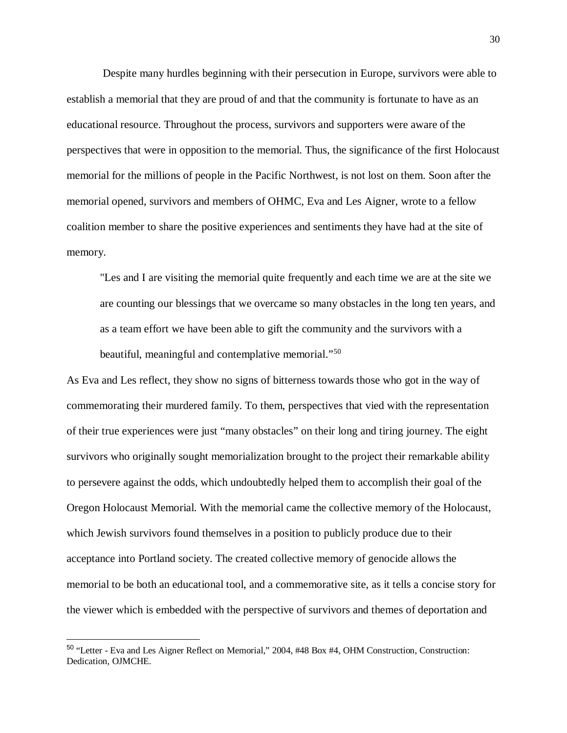Despite many hurdles beginning with their persecution in Europe, survivors were able to establish a memorial that they are proud of and that the community is fortunate to have as an educational resource. Throughout the process, survivors and supporters were aware of the perspectives that were in opposition to the memorial. Thus, the significance of the first Holocaust memorial for the millions of people in the Pacific Northwest, is not lost on them. Soon after the memorial opened, survivors and members of OHMC, Eva and Les Aigner, wrote to a fellow coalition member to share the positive experiences and sentiments they have had at the site of memory.

> "Les and I are visiting the memorial quite frequently and each time we are at the site we are counting our blessings that we overcame so many obstacles in the long ten years, and as a team effort we have been able to gift the community and the survivors with a beautiful, meaningful and contemplative memorial."[50]

As Eva and Les reflect, they show no signs of bitterness towards those who got in the way of commemorating their murdered family. To them, perspectives that vied with the representation of their true experiences were just "many obstacles" on their long and tiring journey. The eight survivors who originally sought memorialization brought to the project their remarkable ability to persevere against the odds, which undoubtedly helped them to accomplish their goal of the Oregon Holocaust Memorial. With the memorial came the collective memory of the Holocaust, which Jewish survivors found themselves in a position to publicly produce due to their acceptance into Portland society. The created collective memory of genocide allows the memorial to be both an educational tool, and a commemorative site, as it tells a concise story for the viewer which is embedded with the perspective of survivors and themes of deportation and

---

[50] "Letter - Eva and Les Aigner Reflect on Memorial," 2004, #48 Box #4, OHM Construction, Construction: Dedication, OJMCHE.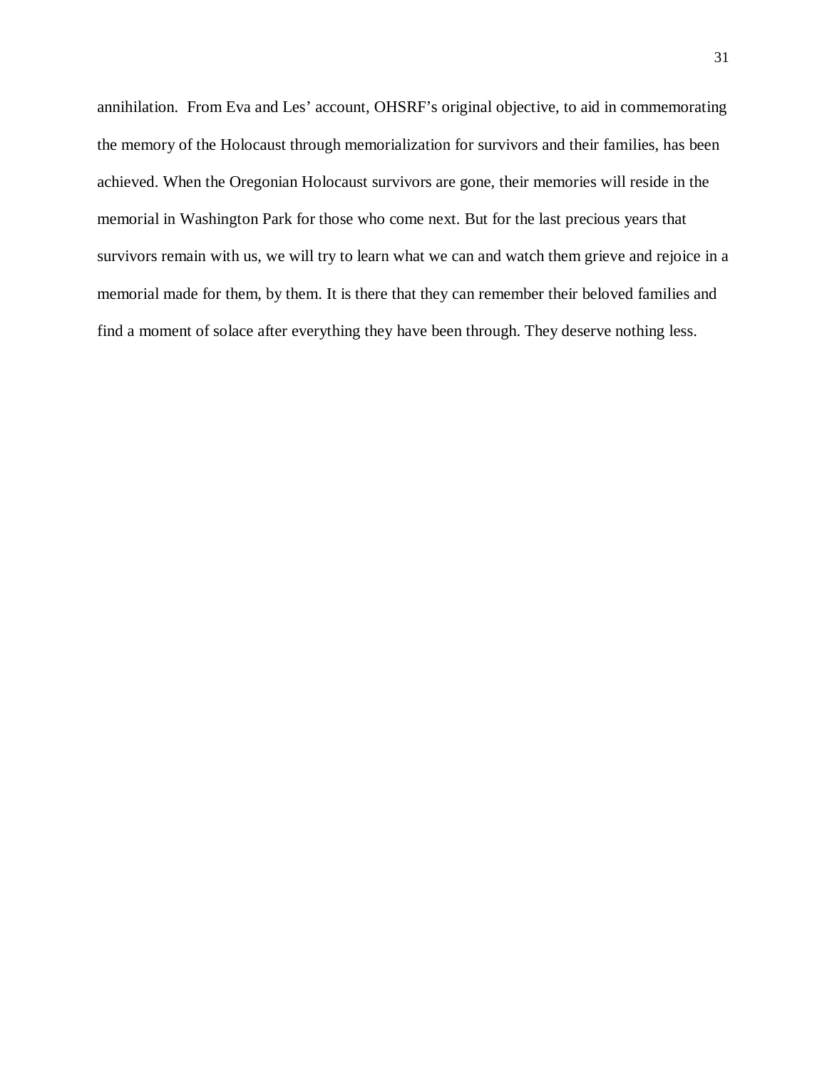annihilation. From Eva and Les' account, OHSRF's original objective, to aid in commemorating the memory of the Holocaust through memorialization for survivors and their families, has been achieved. When the Oregonian Holocaust survivors are gone, their memories will reside in the memorial in Washington Park for those who come next. But for the last precious years that survivors remain with us, we will try to learn what we can and watch them grieve and rejoice in a memorial made for them, by them. It is there that they can remember their beloved families and find a moment of solace after everything they have been through. They deserve nothing less.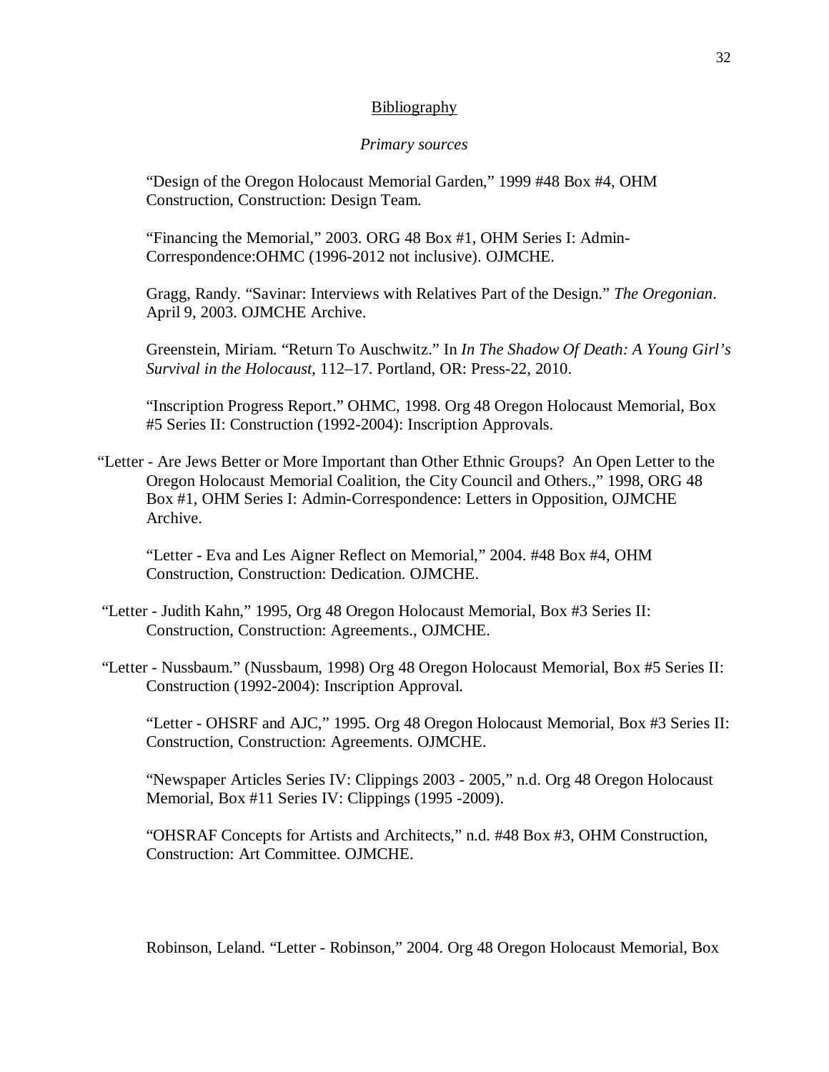## Bibliography

### *Primary sources*

"Design of the Oregon Holocaust Memorial Garden," 1999 #48 Box #4, OHM Construction, Construction: Design Team.

"Financing the Memorial," 2003. ORG 48 Box #1, OHM Series I: Admin-Correspondence:OHMC (1996-2012 not inclusive). OJMCHE.

Gragg, Randy. "Savinar: Interviews with Relatives Part of the Design." *The Oregonian*. April 9, 2003. OJMCHE Archive.

Greenstein, Miriam. "Return To Auschwitz." In *In The Shadow Of Death: A Young Girl's Survival in the Holocaust*, 112–17. Portland, OR: Press-22, 2010.

"Inscription Progress Report." OHMC, 1998. Org 48 Oregon Holocaust Memorial, Box #5 Series II: Construction (1992-2004): Inscription Approvals.

"Letter - Are Jews Better or More Important than Other Ethnic Groups? An Open Letter to the Oregon Holocaust Memorial Coalition, the City Council and Others.," 1998, ORG 48 Box #1, OHM Series I: Admin-Correspondence: Letters in Opposition, OJMCHE Archive.

"Letter - Eva and Les Aigner Reflect on Memorial," 2004. #48 Box #4, OHM Construction, Construction: Dedication. OJMCHE.

"Letter - Judith Kahn," 1995, Org 48 Oregon Holocaust Memorial, Box #3 Series II: Construction, Construction: Agreements., OJMCHE.

"Letter - Nussbaum." (Nussbaum, 1998) Org 48 Oregon Holocaust Memorial, Box #5 Series II: Construction (1992-2004): Inscription Approval.

"Letter - OHSRF and AJC," 1995. Org 48 Oregon Holocaust Memorial, Box #3 Series II: Construction, Construction: Agreements. OJMCHE.

"Newspaper Articles Series IV: Clippings 2003 - 2005," n.d. Org 48 Oregon Holocaust Memorial, Box #11 Series IV: Clippings (1995 -2009).

"OHSRAF Concepts for Artists and Architects," n.d. #48 Box #3, OHM Construction, Construction: Art Committee. OJMCHE.

Robinson, Leland. "Letter - Robinson," 2004. Org 48 Oregon Holocaust Memorial, Box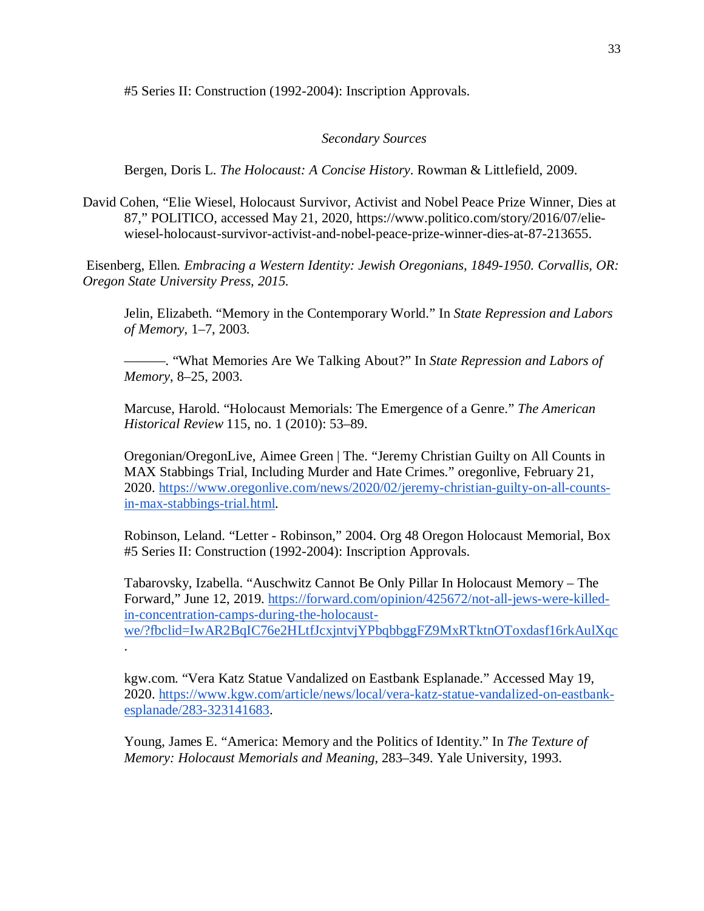#5 Series II: Construction (1992-2004): Inscription Approvals.

*Secondary Sources*

Bergen, Doris L. *The Holocaust: A Concise History*. Rowman & Littlefield, 2009.

David Cohen, "Elie Wiesel, Holocaust Survivor, Activist and Nobel Peace Prize Winner, Dies at 87," POLITICO, accessed May 21, 2020, https://www.politico.com/story/2016/07/elie-wiesel-holocaust-survivor-activist-and-nobel-peace-prize-winner-dies-at-87-213655.

Eisenberg, Ellen. *Embracing a Western Identity: Jewish Oregonians, 1849-1950. Corvallis, OR: Oregon State University Press, 2015.*

Jelin, Elizabeth. "Memory in the Contemporary World." In *State Repression and Labors of Memory*, 1–7, 2003.

———. "What Memories Are We Talking About?" In *State Repression and Labors of Memory*, 8–25, 2003.

Marcuse, Harold. "Holocaust Memorials: The Emergence of a Genre." *The American Historical Review* 115, no. 1 (2010): 53–89.

Oregonian/OregonLive, Aimee Green | The. "Jeremy Christian Guilty on All Counts in MAX Stabbings Trial, Including Murder and Hate Crimes." oregonlive, February 21, 2020. https://www.oregonlive.com/news/2020/02/jeremy-christian-guilty-on-all-counts-in-max-stabbings-trial.html.

Robinson, Leland. "Letter - Robinson," 2004. Org 48 Oregon Holocaust Memorial, Box #5 Series II: Construction (1992-2004): Inscription Approvals.

Tabarovsky, Izabella. "Auschwitz Cannot Be Only Pillar In Holocaust Memory – The Forward," June 12, 2019. https://forward.com/opinion/425672/not-all-jews-were-killed-in-concentration-camps-during-the-holocaust-we/?fbclid=IwAR2BqIC76e2HLtfJcxjntvjYPbqbbggFZ9MxRTktnOToxdasf16rkAulXqc.

kgw.com. "Vera Katz Statue Vandalized on Eastbank Esplanade." Accessed May 19, 2020. https://www.kgw.com/article/news/local/vera-katz-statue-vandalized-on-eastbank-esplanade/283-323141683.

Young, James E. "America: Memory and the Politics of Identity." In *The Texture of Memory: Holocaust Memorials and Meaning*, 283–349. Yale University, 1993.